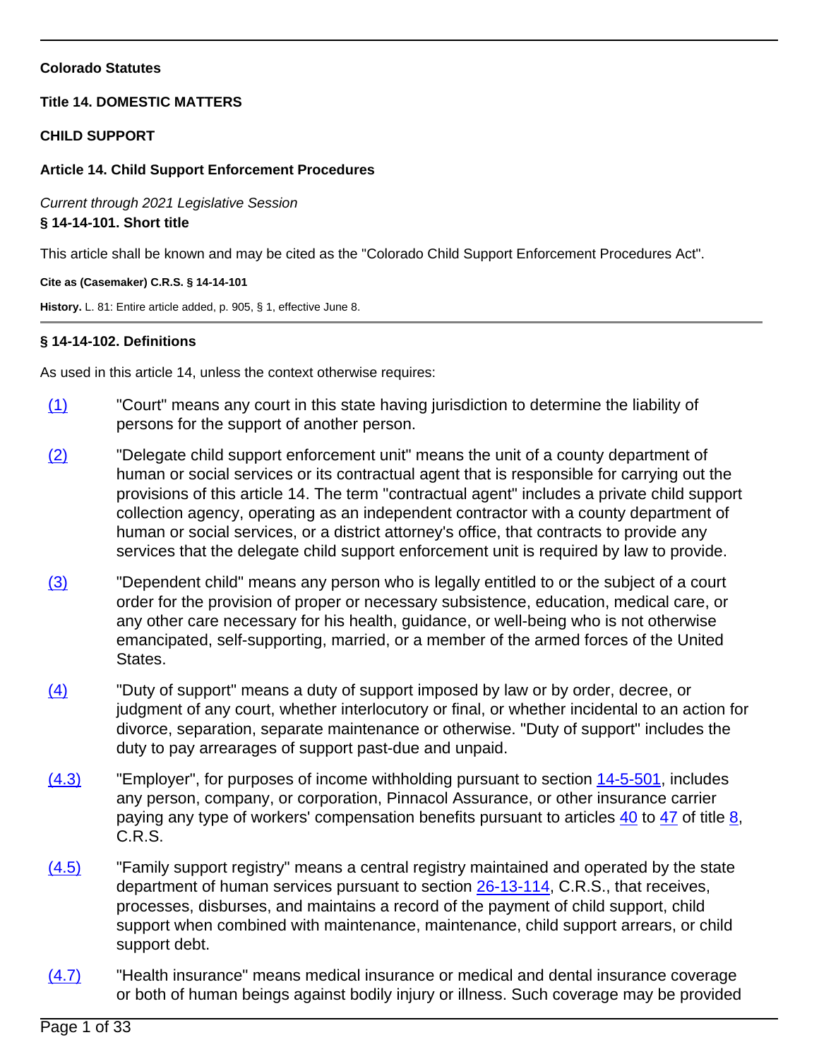**Colorado Statutes**

**Title 14. DOMESTIC MATTERS**

**CHILD SUPPORT**

**Article 14. Child Support Enforcement Procedures**

*Current through 2021 Legislative Session*

### § 14-14-101. Short title

This article shall be known and may be cited as the "Colorado Child Support Enforcement Procedures Act".

**Cite as (Casemaker) C.R.S. § 14-14-101**

**History.** L. 81: Entire article added, p. 905, § 1, effective June 8.

### § 14-14-102. Definitions

As used in this article 14, unless the context otherwise requires:

(1) "Court" means any court in this state having jurisdiction to determine the liability of persons for the support of another person.

(2) "Delegate child support enforcement unit" means the unit of a county department of human or social services or its contractual agent that is responsible for carrying out the provisions of this article 14. The term "contractual agent" includes a private child support collection agency, operating as an independent contractor with a county department of human or social services, or a district attorney's office, that contracts to provide any services that the delegate child support enforcement unit is required by law to provide.

(3) "Dependent child" means any person who is legally entitled to or the subject of a court order for the provision of proper or necessary subsistence, education, medical care, or any other care necessary for his health, guidance, or well-being who is not otherwise emancipated, self-supporting, married, or a member of the armed forces of the United States.

(4) "Duty of support" means a duty of support imposed by law or by order, decree, or judgment of any court, whether interlocutory or final, or whether incidental to an action for divorce, separation, separate maintenance or otherwise. "Duty of support" includes the duty to pay arrearages of support past-due and unpaid.

(4.3) "Employer", for purposes of income withholding pursuant to section 14-5-501, includes any person, company, or corporation, Pinnacol Assurance, or other insurance carrier paying any type of workers' compensation benefits pursuant to articles 40 to 47 of title 8, C.R.S.

(4.5) "Family support registry" means a central registry maintained and operated by the state department of human services pursuant to section 26-13-114, C.R.S., that receives, processes, disburses, and maintains a record of the payment of child support, child support when combined with maintenance, maintenance, child support arrears, or child support debt.

(4.7) "Health insurance" means medical insurance or medical and dental insurance coverage or both of human beings against bodily injury or illness. Such coverage may be provided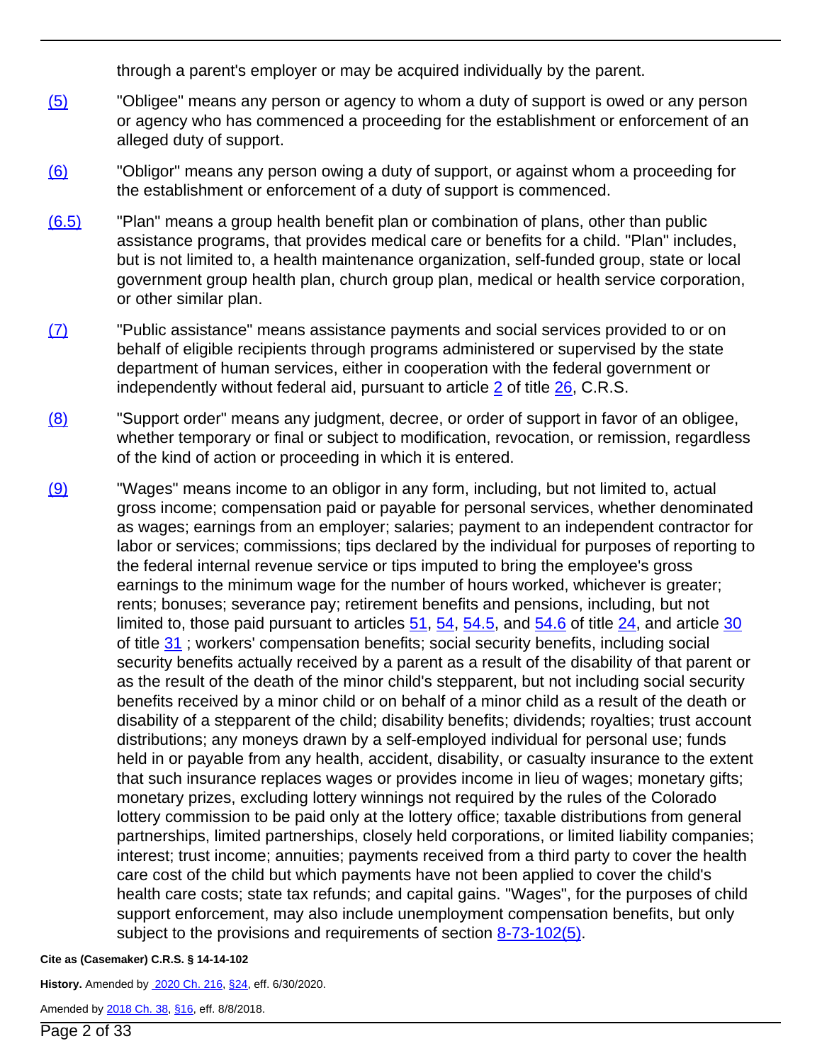through a parent's employer or may be acquired individually by the parent.

(5) "Obligee" means any person or agency to whom a duty of support is owed or any person or agency who has commenced a proceeding for the establishment or enforcement of an alleged duty of support.

(6) "Obligor" means any person owing a duty of support, or against whom a proceeding for the establishment or enforcement of a duty of support is commenced.

(6.5) "Plan" means a group health benefit plan or combination of plans, other than public assistance programs, that provides medical care or benefits for a child. "Plan" includes, but is not limited to, a health maintenance organization, self-funded group, state or local government group health plan, church group plan, medical or health service corporation, or other similar plan.

(7) "Public assistance" means assistance payments and social services provided to or on behalf of eligible recipients through programs administered or supervised by the state department of human services, either in cooperation with the federal government or independently without federal aid, pursuant to article 2 of title 26, C.R.S.

(8) "Support order" means any judgment, decree, or order of support in favor of an obligee, whether temporary or final or subject to modification, revocation, or remission, regardless of the kind of action or proceeding in which it is entered.

(9) "Wages" means income to an obligor in any form, including, but not limited to, actual gross income; compensation paid or payable for personal services, whether denominated as wages; earnings from an employer; salaries; payment to an independent contractor for labor or services; commissions; tips declared by the individual for purposes of reporting to the federal internal revenue service or tips imputed to bring the employee's gross earnings to the minimum wage for the number of hours worked, whichever is greater; rents; bonuses; severance pay; retirement benefits and pensions, including, but not limited to, those paid pursuant to articles 51, 54, 54.5, and 54.6 of title 24, and article 30 of title 31 ; workers' compensation benefits; social security benefits, including social security benefits actually received by a parent as a result of the disability of that parent or as the result of the death of the minor child's stepparent, but not including social security benefits received by a minor child or on behalf of a minor child as a result of the death or disability of a stepparent of the child; disability benefits; dividends; royalties; trust account distributions; any moneys drawn by a self-employed individual for personal use; funds held in or payable from any health, accident, disability, or casualty insurance to the extent that such insurance replaces wages or provides income in lieu of wages; monetary gifts; monetary prizes, excluding lottery winnings not required by the rules of the Colorado lottery commission to be paid only at the lottery office; taxable distributions from general partnerships, limited partnerships, closely held corporations, or limited liability companies; interest; trust income; annuities; payments received from a third party to cover the health care cost of the child but which payments have not been applied to cover the child's health care costs; state tax refunds; and capital gains. "Wages", for the purposes of child support enforcement, may also include unemployment compensation benefits, but only subject to the provisions and requirements of section 8-73-102(5).

**Cite as (Casemaker) C.R.S. § 14-14-102**

**History.** Amended by 2020 Ch. 216, §24, eff. 6/30/2020.

Amended by 2018 Ch. 38, §16, eff. 8/8/2018.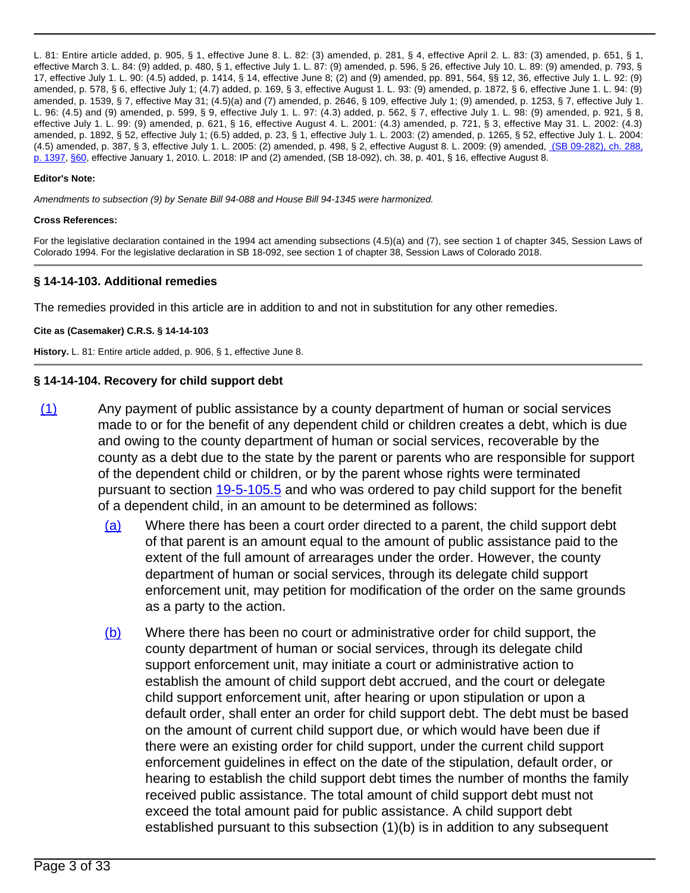L. 81: Entire article added, p. 905, § 1, effective June 8. L. 82: (3) amended, p. 281, § 4, effective April 2. L. 83: (3) amended, p. 651, § 1, effective March 3. L. 84: (9) added, p. 480, § 1, effective July 1. L. 87: (9) amended, p. 596, § 26, effective July 10. L. 89: (9) amended, p. 793, § 17, effective July 1. L. 90: (4.5) added, p. 1414, § 14, effective June 8; (2) and (9) amended, pp. 891, 564, §§ 12, 36, effective July 1. L. 92: (9) amended, p. 578, § 6, effective July 1; (4.7) added, p. 169, § 3, effective August 1. L. 93: (9) amended, p. 1872, § 6, effective June 1. L. 94: (9) amended, p. 1539, § 7, effective May 31; (4.5)(a) and (7) amended, p. 2646, § 109, effective July 1; (9) amended, p. 1253, § 7, effective July 1. L. 96: (4.5) and (9) amended, p. 599, § 9, effective July 1. L. 97: (4.3) added, p. 562, § 7, effective July 1. L. 98: (9) amended, p. 921, § 8, effective July 1. L. 99: (9) amended, p. 621, § 16, effective August 4. L. 2001: (4.3) amended, p. 721, § 3, effective May 31. L. 2002: (4.3) amended, p. 1892, § 52, effective July 1; (6.5) added, p. 23, § 1, effective July 1. L. 2003: (2) amended, p. 1265, § 52, effective July 1. L. 2004: (4.5) amended, p. 387, § 3, effective July 1. L. 2005: (2) amended, p. 498, § 2, effective August 8. L. 2009: (9) amended, (SB 09-282), ch. 288, p. 1397, §60, effective January 1, 2010. L. 2018: IP and (2) amended, (SB 18-092), ch. 38, p. 401, § 16, effective August 8.

**Editor's Note:**

*Amendments to subsection (9) by Senate Bill 94-088 and House Bill 94-1345 were harmonized.*

**Cross References:**

For the legislative declaration contained in the 1994 act amending subsections (4.5)(a) and (7), see section 1 of chapter 345, Session Laws of Colorado 1994. For the legislative declaration in SB 18-092, see section 1 of chapter 38, Session Laws of Colorado 2018.

### § 14-14-103. Additional remedies

The remedies provided in this article are in addition to and not in substitution for any other remedies.

**Cite as (Casemaker) C.R.S. § 14-14-103**

**History.** L. 81: Entire article added, p. 906, § 1, effective June 8.

### § 14-14-104. Recovery for child support debt

(1) Any payment of public assistance by a county department of human or social services made to or for the benefit of any dependent child or children creates a debt, which is due and owing to the county department of human or social services, recoverable by the county as a debt due to the state by the parent or parents who are responsible for support of the dependent child or children, or by the parent whose rights were terminated pursuant to section 19-5-105.5 and who was ordered to pay child support for the benefit of a dependent child, in an amount to be determined as follows:

(a) Where there has been a court order directed to a parent, the child support debt of that parent is an amount equal to the amount of public assistance paid to the extent of the full amount of arrearages under the order. However, the county department of human or social services, through its delegate child support enforcement unit, may petition for modification of the order on the same grounds as a party to the action.

(b) Where there has been no court or administrative order for child support, the county department of human or social services, through its delegate child support enforcement unit, may initiate a court or administrative action to establish the amount of child support debt accrued, and the court or delegate child support enforcement unit, after hearing or upon stipulation or upon a default order, shall enter an order for child support debt. The debt must be based on the amount of current child support due, or which would have been due if there were an existing order for child support, under the current child support enforcement guidelines in effect on the date of the stipulation, default order, or hearing to establish the child support debt times the number of months the family received public assistance. The total amount of child support debt must not exceed the total amount paid for public assistance. A child support debt established pursuant to this subsection (1)(b) is in addition to any subsequent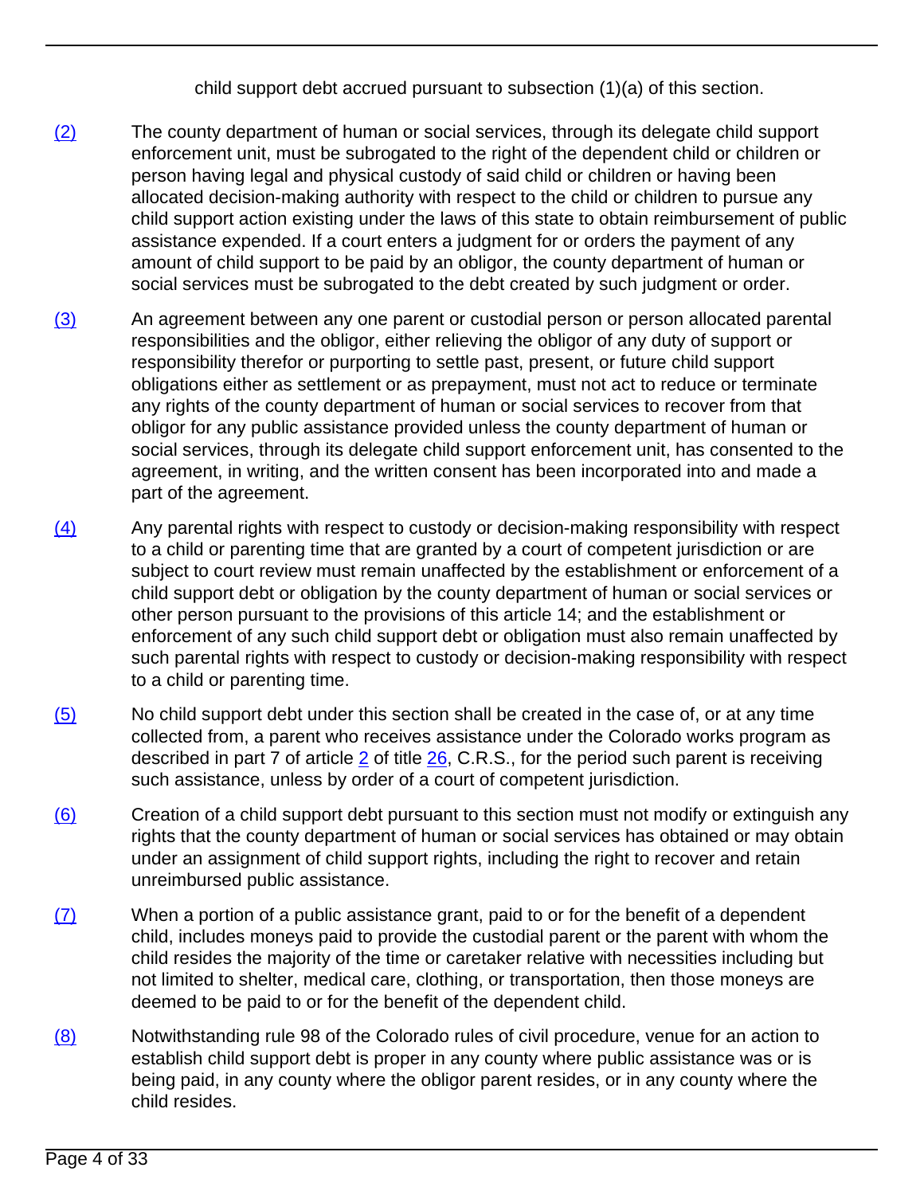child support debt accrued pursuant to subsection (1)(a) of this section.

(2) The county department of human or social services, through its delegate child support enforcement unit, must be subrogated to the right of the dependent child or children or person having legal and physical custody of said child or children or having been allocated decision-making authority with respect to the child or children to pursue any child support action existing under the laws of this state to obtain reimbursement of public assistance expended. If a court enters a judgment for or orders the payment of any amount of child support to be paid by an obligor, the county department of human or social services must be subrogated to the debt created by such judgment or order.

(3) An agreement between any one parent or custodial person or person allocated parental responsibilities and the obligor, either relieving the obligor of any duty of support or responsibility therefor or purporting to settle past, present, or future child support obligations either as settlement or as prepayment, must not act to reduce or terminate any rights of the county department of human or social services to recover from that obligor for any public assistance provided unless the county department of human or social services, through its delegate child support enforcement unit, has consented to the agreement, in writing, and the written consent has been incorporated into and made a part of the agreement.

(4) Any parental rights with respect to custody or decision-making responsibility with respect to a child or parenting time that are granted by a court of competent jurisdiction or are subject to court review must remain unaffected by the establishment or enforcement of a child support debt or obligation by the county department of human or social services or other person pursuant to the provisions of this article 14; and the establishment or enforcement of any such child support debt or obligation must also remain unaffected by such parental rights with respect to custody or decision-making responsibility with respect to a child or parenting time.

(5) No child support debt under this section shall be created in the case of, or at any time collected from, a parent who receives assistance under the Colorado works program as described in part 7 of article 2 of title 26, C.R.S., for the period such parent is receiving such assistance, unless by order of a court of competent jurisdiction.

(6) Creation of a child support debt pursuant to this section must not modify or extinguish any rights that the county department of human or social services has obtained or may obtain under an assignment of child support rights, including the right to recover and retain unreimbursed public assistance.

(7) When a portion of a public assistance grant, paid to or for the benefit of a dependent child, includes moneys paid to provide the custodial parent or the parent with whom the child resides the majority of the time or caretaker relative with necessities including but not limited to shelter, medical care, clothing, or transportation, then those moneys are deemed to be paid to or for the benefit of the dependent child.

(8) Notwithstanding rule 98 of the Colorado rules of civil procedure, venue for an action to establish child support debt is proper in any county where public assistance was or is being paid, in any county where the obligor parent resides, or in any county where the child resides.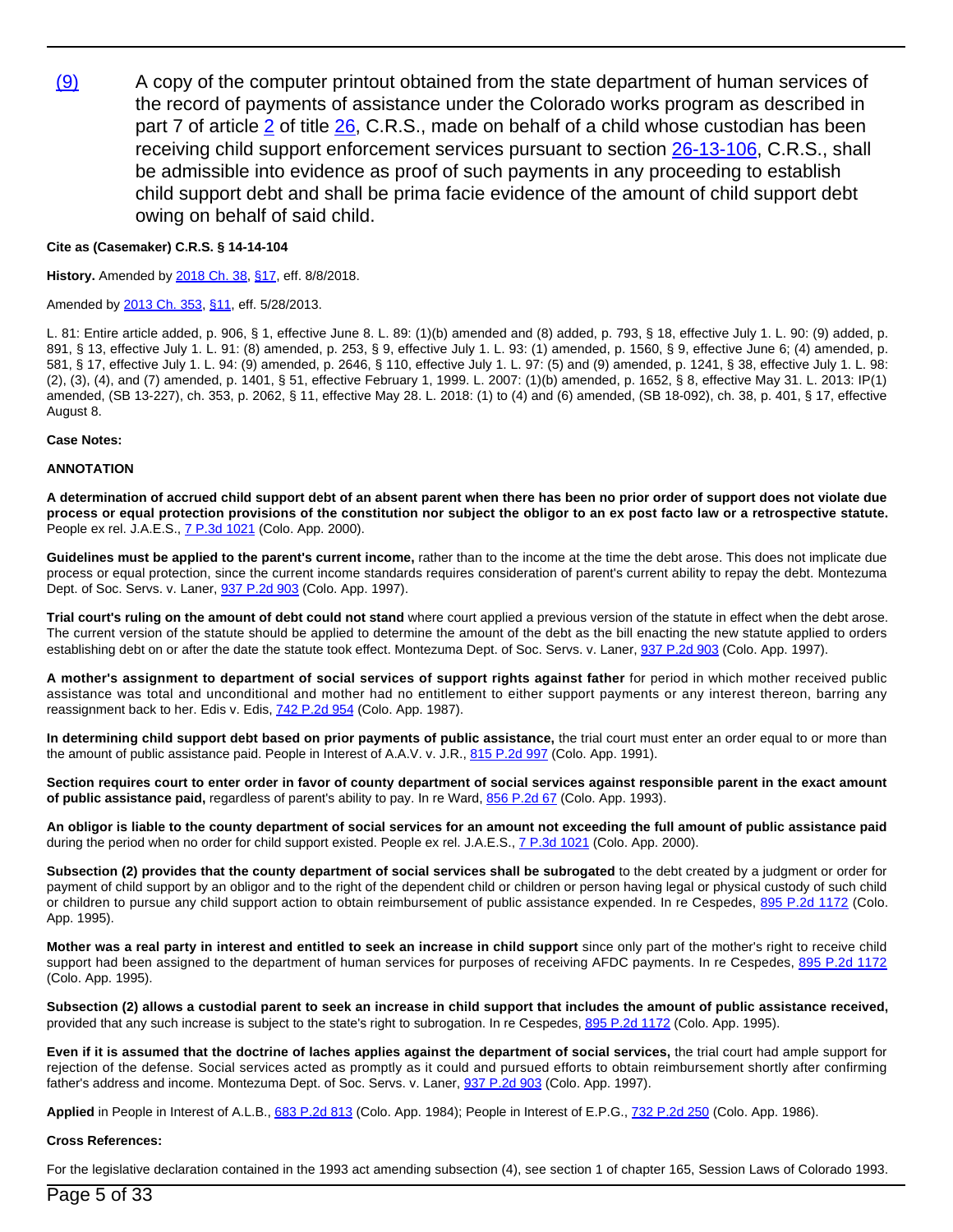(9) A copy of the computer printout obtained from the state department of human services of the record of payments of assistance under the Colorado works program as described in part 7 of article 2 of title 26, C.R.S., made on behalf of a child whose custodian has been receiving child support enforcement services pursuant to section 26-13-106, C.R.S., shall be admissible into evidence as proof of such payments in any proceeding to establish child support debt and shall be prima facie evidence of the amount of child support debt owing on behalf of said child.

**Cite as (Casemaker) C.R.S. § 14-14-104**

**History.** Amended by 2018 Ch. 38, §17, eff. 8/8/2018.

Amended by 2013 Ch. 353, §11, eff. 5/28/2013.

L. 81: Entire article added, p. 906, § 1, effective June 8. L. 89: (1)(b) amended and (8) added, p. 793, § 18, effective July 1. L. 90: (9) added, p. 891, § 13, effective July 1. L. 91: (8) amended, p. 253, § 9, effective July 1. L. 93: (1) amended, p. 1560, § 9, effective June 6; (4) amended, p. 581, § 17, effective July 1. L. 94: (9) amended, p. 2646, § 110, effective July 1. L. 97: (5) and (9) amended, p. 1241, § 38, effective July 1. L. 98: (2), (3), (4), and (7) amended, p. 1401, § 51, effective February 1, 1999. L. 2007: (1)(b) amended, p. 1652, § 8, effective May 31. L. 2013: IP(1) amended, (SB 13-227), ch. 353, p. 2062, § 11, effective May 28. L. 2018: (1) to (4) and (6) amended, (SB 18-092), ch. 38, p. 401, § 17, effective August 8.

**Case Notes:**

**ANNOTATION**

**A determination of accrued child support debt of an absent parent when there has been no prior order of support does not violate due process or equal protection provisions of the constitution nor subject the obligor to an ex post facto law or a retrospective statute.** People ex rel. J.A.E.S., 7 P.3d 1021 (Colo. App. 2000).

**Guidelines must be applied to the parent's current income,** rather than to the income at the time the debt arose. This does not implicate due process or equal protection, since the current income standards requires consideration of parent's current ability to repay the debt. Montezuma Dept. of Soc. Servs. v. Laner, 937 P.2d 903 (Colo. App. 1997).

**Trial court's ruling on the amount of debt could not stand** where court applied a previous version of the statute in effect when the debt arose. The current version of the statute should be applied to determine the amount of the debt as the bill enacting the new statute applied to orders establishing debt on or after the date the statute took effect. Montezuma Dept. of Soc. Servs. v. Laner, 937 P.2d 903 (Colo. App. 1997).

**A mother's assignment to department of social services of support rights against father** for period in which mother received public assistance was total and unconditional and mother had no entitlement to either support payments or any interest thereon, barring any reassignment back to her. Edis v. Edis, 742 P.2d 954 (Colo. App. 1987).

**In determining child support debt based on prior payments of public assistance,** the trial court must enter an order equal to or more than the amount of public assistance paid. People in Interest of A.A.V. v. J.R., 815 P.2d 997 (Colo. App. 1991).

**Section requires court to enter order in favor of county department of social services against responsible parent in the exact amount of public assistance paid,** regardless of parent's ability to pay. In re Ward, 856 P.2d 67 (Colo. App. 1993).

**An obligor is liable to the county department of social services for an amount not exceeding the full amount of public assistance paid** during the period when no order for child support existed. People ex rel. J.A.E.S., 7 P.3d 1021 (Colo. App. 2000).

**Subsection (2) provides that the county department of social services shall be subrogated** to the debt created by a judgment or order for payment of child support by an obligor and to the right of the dependent child or children or person having legal or physical custody of such child or children to pursue any child support action to obtain reimbursement of public assistance expended. In re Cespedes, 895 P.2d 1172 (Colo. App. 1995).

**Mother was a real party in interest and entitled to seek an increase in child support** since only part of the mother's right to receive child support had been assigned to the department of human services for purposes of receiving AFDC payments. In re Cespedes, 895 P.2d 1172 (Colo. App. 1995).

**Subsection (2) allows a custodial parent to seek an increase in child support that includes the amount of public assistance received,** provided that any such increase is subject to the state's right to subrogation. In re Cespedes, 895 P.2d 1172 (Colo. App. 1995).

**Even if it is assumed that the doctrine of laches applies against the department of social services,** the trial court had ample support for rejection of the defense. Social services acted as promptly as it could and pursued efforts to obtain reimbursement shortly after confirming father's address and income. Montezuma Dept. of Soc. Servs. v. Laner, 937 P.2d 903 (Colo. App. 1997).

**Applied** in People in Interest of A.L.B., 683 P.2d 813 (Colo. App. 1984); People in Interest of E.P.G., 732 P.2d 250 (Colo. App. 1986).

**Cross References:**

For the legislative declaration contained in the 1993 act amending subsection (4), see section 1 of chapter 165, Session Laws of Colorado 1993.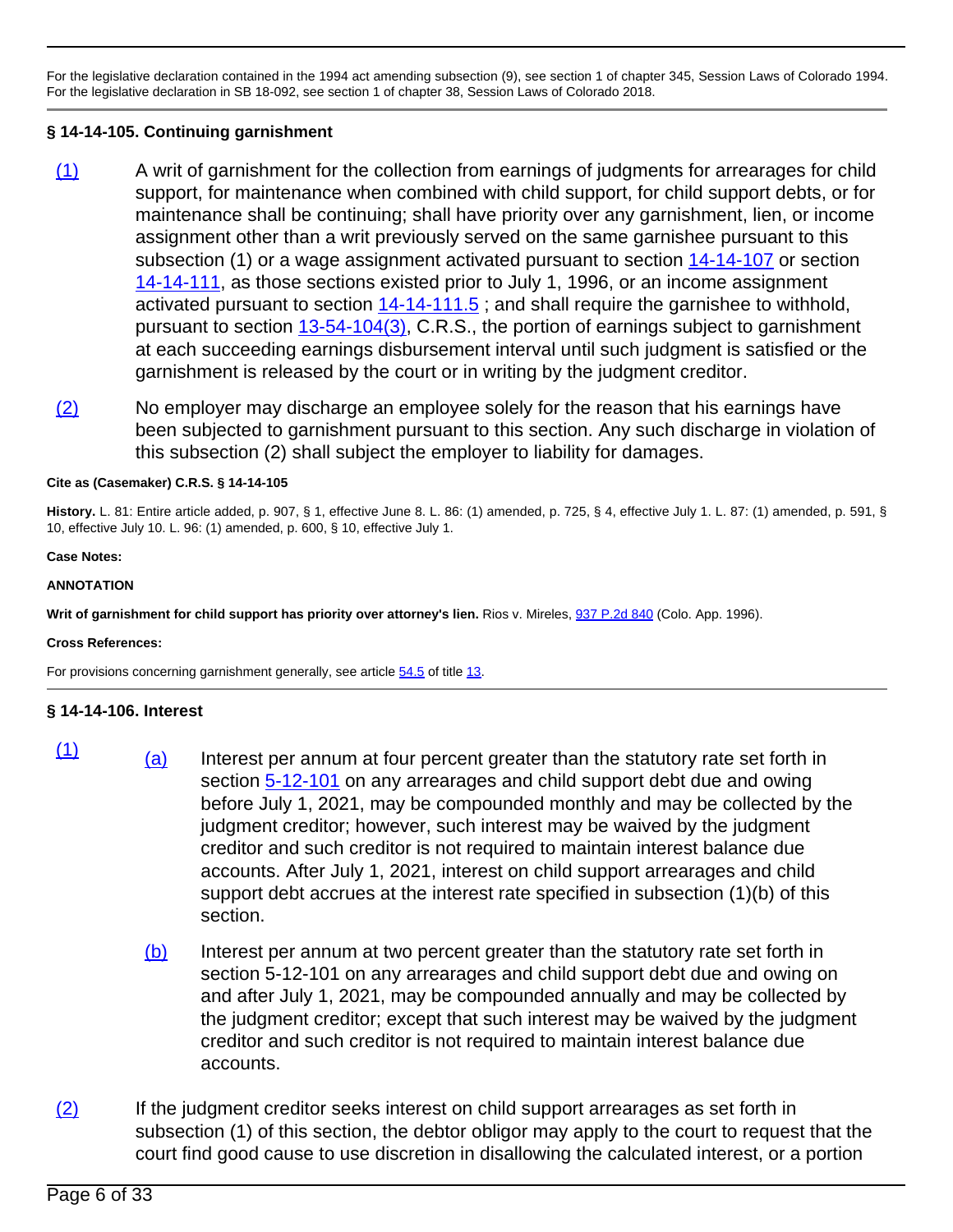For the legislative declaration contained in the 1994 act amending subsection (9), see section 1 of chapter 345, Session Laws of Colorado 1994. For the legislative declaration in SB 18-092, see section 1 of chapter 38, Session Laws of Colorado 2018.

### § 14-14-105. Continuing garnishment

(1) A writ of garnishment for the collection from earnings of judgments for arrearages for child support, for maintenance when combined with child support, for child support debts, or for maintenance shall be continuing; shall have priority over any garnishment, lien, or income assignment other than a writ previously served on the same garnishee pursuant to this subsection (1) or a wage assignment activated pursuant to section 14-14-107 or section 14-14-111, as those sections existed prior to July 1, 1996, or an income assignment activated pursuant to section 14-14-111.5 ; and shall require the garnishee to withhold, pursuant to section 13-54-104(3), C.R.S., the portion of earnings subject to garnishment at each succeeding earnings disbursement interval until such judgment is satisfied or the garnishment is released by the court or in writing by the judgment creditor.

(2) No employer may discharge an employee solely for the reason that his earnings have been subjected to garnishment pursuant to this section. Any such discharge in violation of this subsection (2) shall subject the employer to liability for damages.

**Cite as (Casemaker) C.R.S. § 14-14-105**

**History.** L. 81: Entire article added, p. 907, § 1, effective June 8. L. 86: (1) amended, p. 725, § 4, effective July 1. L. 87: (1) amended, p. 591, § 10, effective July 10. L. 96: (1) amended, p. 600, § 10, effective July 1.

**Case Notes:**

**ANNOTATION**

**Writ of garnishment for child support has priority over attorney's lien.** Rios v. Mireles, 937 P.2d 840 (Colo. App. 1996).

**Cross References:**

For provisions concerning garnishment generally, see article 54.5 of title 13.

### § 14-14-106. Interest

(1)

(a) Interest per annum at four percent greater than the statutory rate set forth in section 5-12-101 on any arrearages and child support debt due and owing before July 1, 2021, may be compounded monthly and may be collected by the judgment creditor; however, such interest may be waived by the judgment creditor and such creditor is not required to maintain interest balance due accounts. After July 1, 2021, interest on child support arrearages and child support debt accrues at the interest rate specified in subsection (1)(b) of this section.

(b) Interest per annum at two percent greater than the statutory rate set forth in section 5-12-101 on any arrearages and child support debt due and owing on and after July 1, 2021, may be compounded annually and may be collected by the judgment creditor; except that such interest may be waived by the judgment creditor and such creditor is not required to maintain interest balance due accounts.

(2) If the judgment creditor seeks interest on child support arrearages as set forth in subsection (1) of this section, the debtor obligor may apply to the court to request that the court find good cause to use discretion in disallowing the calculated interest, or a portion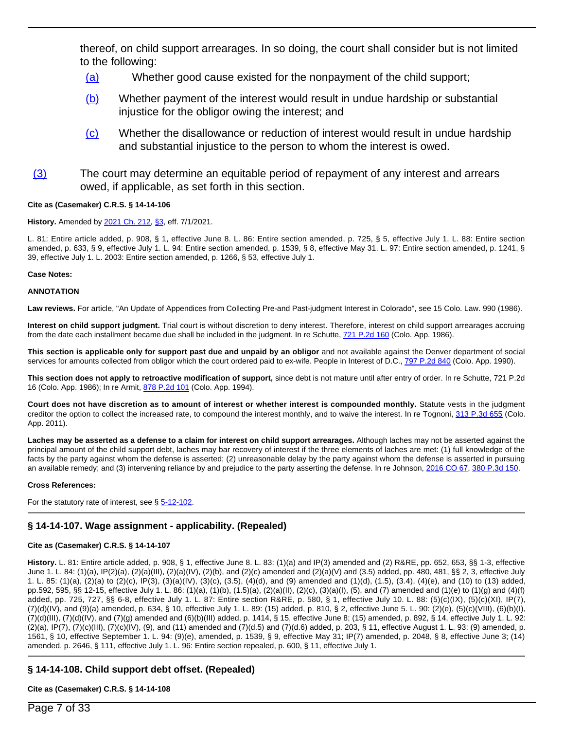thereof, on child support arrearages. In so doing, the court shall consider but is not limited to the following:

(a) Whether good cause existed for the nonpayment of the child support;

(b) Whether payment of the interest would result in undue hardship or substantial injustice for the obligor owing the interest; and

(c) Whether the disallowance or reduction of interest would result in undue hardship and substantial injustice to the person to whom the interest is owed.

(3) The court may determine an equitable period of repayment of any interest and arrears owed, if applicable, as set forth in this section.

**Cite as (Casemaker) C.R.S. § 14-14-106**

**History.** Amended by 2021 Ch. 212, §3, eff. 7/1/2021.

L. 81: Entire article added, p. 908, § 1, effective June 8. L. 86: Entire section amended, p. 725, § 5, effective July 1. L. 88: Entire section amended, p. 633, § 9, effective July 1. L. 94: Entire section amended, p. 1539, § 8, effective May 31. L. 97: Entire section amended, p. 1241, § 39, effective July 1. L. 2003: Entire section amended, p. 1266, § 53, effective July 1.

**Case Notes:**

**ANNOTATION**

**Law reviews.** For article, "An Update of Appendices from Collecting Pre-and Past-judgment Interest in Colorado", see 15 Colo. Law. 990 (1986).

**Interest on child support judgment.** Trial court is without discretion to deny interest. Therefore, interest on child support arrearages accruing from the date each installment became due shall be included in the judgment. In re Schutte, 721 P.2d 160 (Colo. App. 1986).

**This section is applicable only for support past due and unpaid by an obligor** and not available against the Denver department of social services for amounts collected from obligor which the court ordered paid to ex-wife. People in Interest of D.C., 797 P.2d 840 (Colo. App. 1990).

**This section does not apply to retroactive modification of support,** since debt is not mature until after entry of order. In re Schutte, 721 P.2d 16 (Colo. App. 1986); In re Armit, 878 P.2d 101 (Colo. App. 1994).

**Court does not have discretion as to amount of interest or whether interest is compounded monthly.** Statute vests in the judgment creditor the option to collect the increased rate, to compound the interest monthly, and to waive the interest. In re Tognoni, 313 P.3d 655 (Colo. App. 2011).

**Laches may be asserted as a defense to a claim for interest on child support arrearages.** Although laches may not be asserted against the principal amount of the child support debt, laches may bar recovery of interest if the three elements of laches are met: (1) full knowledge of the facts by the party against whom the defense is asserted; (2) unreasonable delay by the party against whom the defense is asserted in pursuing an available remedy; and (3) intervening reliance by and prejudice to the party asserting the defense. In re Johnson, 2016 CO 67, 380 P.3d 150.

**Cross References:**

For the statutory rate of interest, see § 5-12-102.

## § 14-14-107. Wage assignment - applicability. (Repealed)

**Cite as (Casemaker) C.R.S. § 14-14-107**

**History.** L. 81: Entire article added, p. 908, § 1, effective June 8. L. 83: (1)(a) and IP(3) amended and (2) R&RE, pp. 652, 653, §§ 1-3, effective June 1. L. 84: (1)(a), IP(2)(a), (2)(a)(III), (2)(a)(IV), (2)(b), and (2)(c) amended and (2)(a)(V) and (3.5) added, pp. 480, 481, §§ 2, 3, effective July 1. L. 85: (1)(a), (2)(a) to (2)(c), IP(3), (3)(a)(IV), (3)(c), (3.5), (4)(d), and (9) amended and (1)(d), (1.5), (3.4), (4)(e), and (10) to (13) added, pp.592, 595, §§ 12-15, effective July 1. L. 86: (1)(a), (1)(b), (1.5)(a), (2)(a)(II), (2)(c), (3)(a)(I), (5), and (7) amended and (1)(e) to (1)(g) and (4)(f) added, pp. 725, 727, §§ 6-8, effective July 1. L. 87: Entire section R&RE, p. 580, § 1, effective July 10. L. 88: (5)(c)(IX), (5)(c)(XI), IP(7), (7)(d)(IV), and (9)(a) amended, p. 634, § 10, effective July 1. L. 89: (15) added, p. 810, § 2, effective June 5. L. 90: (2)(e), (5)(c)(VIII), (6)(b)(I), (7)(d)(III), (7)(d)(IV), and (7)(g) amended and (6)(b)(III) added, p. 1414, § 15, effective June 8; (15) amended, p. 892, § 14, effective July 1. L. 92: (2)(a), IP(7), (7)(c)(III), (7)(c)(IV), (9), and (11) amended and (7)(d.5) and (7)(d.6) added, p. 203, § 11, effective August 1. L. 93: (9) amended, p. 1561, § 10, effective September 1. L. 94: (9)(e), amended, p. 1539, § 9, effective May 31; IP(7) amended, p. 2048, § 8, effective June 3; (14) amended, p. 2646, § 111, effective July 1. L. 96: Entire section repealed, p. 600, § 11, effective July 1.

## § 14-14-108. Child support debt offset. (Repealed)

**Cite as (Casemaker) C.R.S. § 14-14-108**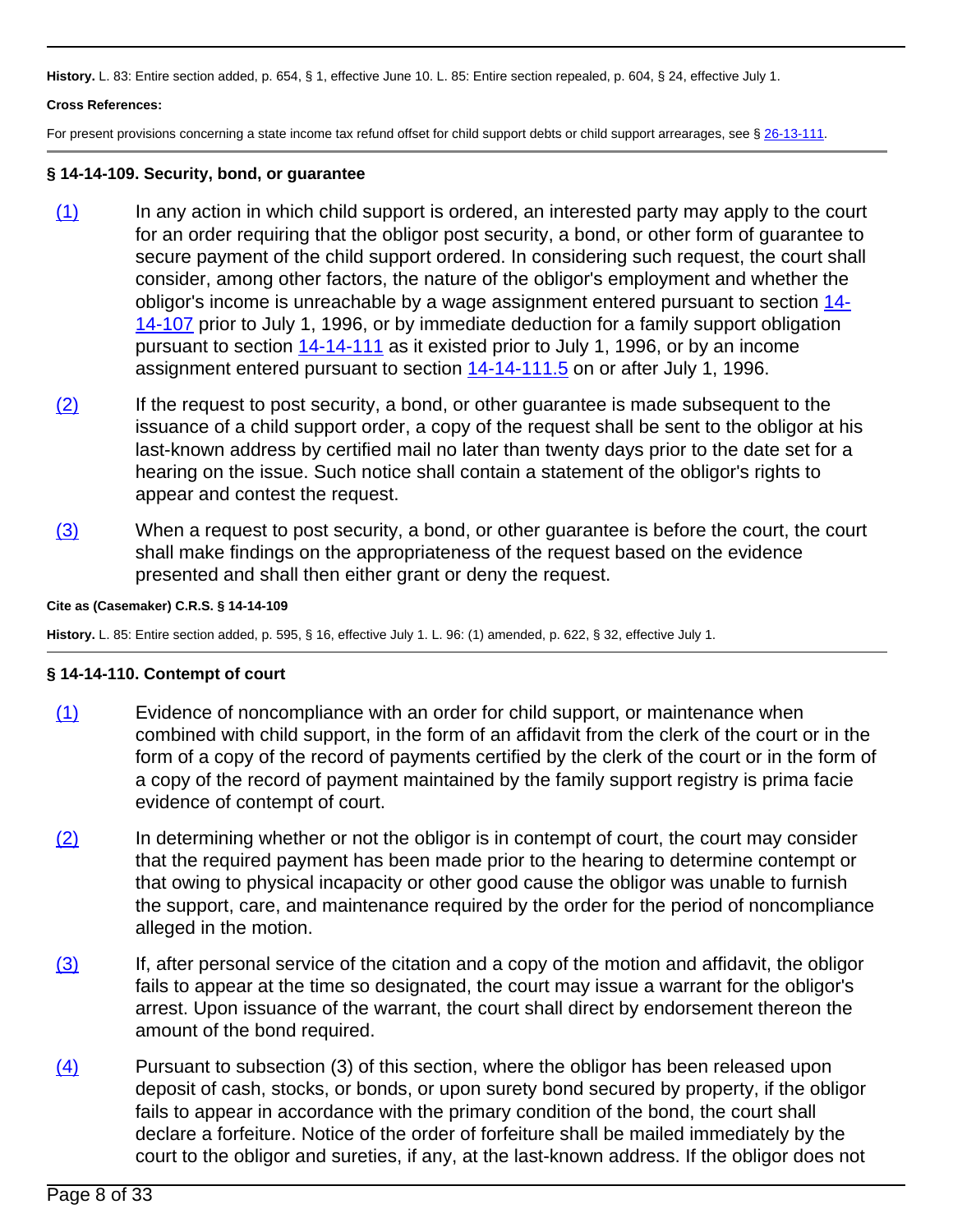**History.** L. 83: Entire section added, p. 654, § 1, effective June 10. L. 85: Entire section repealed, p. 604, § 24, effective July 1.

**Cross References:**

For present provisions concerning a state income tax refund offset for child support debts or child support arrearages, see § 26-13-111.

### § 14-14-109. Security, bond, or guarantee

(1) In any action in which child support is ordered, an interested party may apply to the court for an order requiring that the obligor post security, a bond, or other form of guarantee to secure payment of the child support ordered. In considering such request, the court shall consider, among other factors, the nature of the obligor's employment and whether the obligor's income is unreachable by a wage assignment entered pursuant to section 14-14-107 prior to July 1, 1996, or by immediate deduction for a family support obligation pursuant to section 14-14-111 as it existed prior to July 1, 1996, or by an income assignment entered pursuant to section 14-14-111.5 on or after July 1, 1996.

(2) If the request to post security, a bond, or other guarantee is made subsequent to the issuance of a child support order, a copy of the request shall be sent to the obligor at his last-known address by certified mail no later than twenty days prior to the date set for a hearing on the issue. Such notice shall contain a statement of the obligor's rights to appear and contest the request.

(3) When a request to post security, a bond, or other guarantee is before the court, the court shall make findings on the appropriateness of the request based on the evidence presented and shall then either grant or deny the request.

**Cite as (Casemaker) C.R.S. § 14-14-109**

**History.** L. 85: Entire section added, p. 595, § 16, effective July 1. L. 96: (1) amended, p. 622, § 32, effective July 1.

### § 14-14-110. Contempt of court

(1) Evidence of noncompliance with an order for child support, or maintenance when combined with child support, in the form of an affidavit from the clerk of the court or in the form of a copy of the record of payments certified by the clerk of the court or in the form of a copy of the record of payment maintained by the family support registry is prima facie evidence of contempt of court.

(2) In determining whether or not the obligor is in contempt of court, the court may consider that the required payment has been made prior to the hearing to determine contempt or that owing to physical incapacity or other good cause the obligor was unable to furnish the support, care, and maintenance required by the order for the period of noncompliance alleged in the motion.

(3) If, after personal service of the citation and a copy of the motion and affidavit, the obligor fails to appear at the time so designated, the court may issue a warrant for the obligor's arrest. Upon issuance of the warrant, the court shall direct by endorsement thereon the amount of the bond required.

(4) Pursuant to subsection (3) of this section, where the obligor has been released upon deposit of cash, stocks, or bonds, or upon surety bond secured by property, if the obligor fails to appear in accordance with the primary condition of the bond, the court shall declare a forfeiture. Notice of the order of forfeiture shall be mailed immediately by the court to the obligor and sureties, if any, at the last-known address. If the obligor does not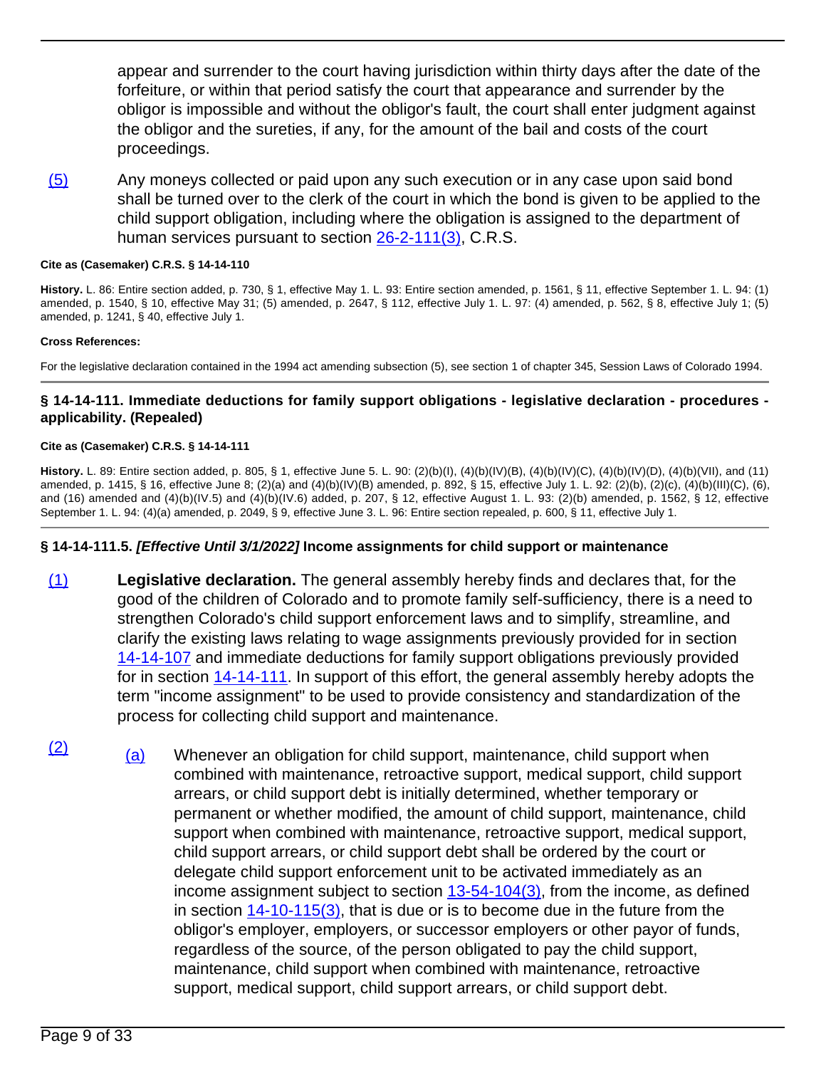appear and surrender to the court having jurisdiction within thirty days after the date of the forfeiture, or within that period satisfy the court that appearance and surrender by the obligor is impossible and without the obligor's fault, the court shall enter judgment against the obligor and the sureties, if any, for the amount of the bail and costs of the court proceedings.

(5) Any moneys collected or paid upon any such execution or in any case upon said bond shall be turned over to the clerk of the court in which the bond is given to be applied to the child support obligation, including where the obligation is assigned to the department of human services pursuant to section 26-2-111(3), C.R.S.

**Cite as (Casemaker) C.R.S. § 14-14-110**

**History.** L. 86: Entire section added, p. 730, § 1, effective May 1. L. 93: Entire section amended, p. 1561, § 11, effective September 1. L. 94: (1) amended, p. 1540, § 10, effective May 31; (5) amended, p. 2647, § 112, effective July 1. L. 97: (4) amended, p. 562, § 8, effective July 1; (5) amended, p. 1241, § 40, effective July 1.

**Cross References:**

For the legislative declaration contained in the 1994 act amending subsection (5), see section 1 of chapter 345, Session Laws of Colorado 1994.

### § 14-14-111. Immediate deductions for family support obligations - legislative declaration - procedures - applicability. (Repealed)

**Cite as (Casemaker) C.R.S. § 14-14-111**

**History.** L. 89: Entire section added, p. 805, § 1, effective June 5. L. 90: (2)(b)(I), (4)(b)(IV)(B), (4)(b)(IV)(C), (4)(b)(IV)(D), (4)(b)(VII), and (11) amended, p. 1415, § 16, effective June 8; (2)(a) and (4)(b)(IV)(B) amended, p. 892, § 15, effective July 1. L. 92: (2)(b), (2)(c), (4)(b)(III)(C), (6), and (16) amended and (4)(b)(IV.5) and (4)(b)(IV.6) added, p. 207, § 12, effective August 1. L. 93: (2)(b) amended, p. 1562, § 12, effective September 1. L. 94: (4)(a) amended, p. 2049, § 9, effective June 3. L. 96: Entire section repealed, p. 600, § 11, effective July 1.

### § 14-14-111.5. *[Effective Until 3/1/2022]* Income assignments for child support or maintenance

(1) **Legislative declaration.** The general assembly hereby finds and declares that, for the good of the children of Colorado and to promote family self-sufficiency, there is a need to strengthen Colorado's child support enforcement laws and to simplify, streamline, and clarify the existing laws relating to wage assignments previously provided for in section 14-14-107 and immediate deductions for family support obligations previously provided for in section 14-14-111. In support of this effort, the general assembly hereby adopts the term "income assignment" to be used to provide consistency and standardization of the process for collecting child support and maintenance.

(2)

(a) Whenever an obligation for child support, maintenance, child support when combined with maintenance, retroactive support, medical support, child support arrears, or child support debt is initially determined, whether temporary or permanent or whether modified, the amount of child support, maintenance, child support when combined with maintenance, retroactive support, medical support, child support arrears, or child support debt shall be ordered by the court or delegate child support enforcement unit to be activated immediately as an income assignment subject to section 13-54-104(3), from the income, as defined in section 14-10-115(3), that is due or is to become due in the future from the obligor's employer, employers, or successor employers or other payor of funds, regardless of the source, of the person obligated to pay the child support, maintenance, child support when combined with maintenance, retroactive support, medical support, child support arrears, or child support debt.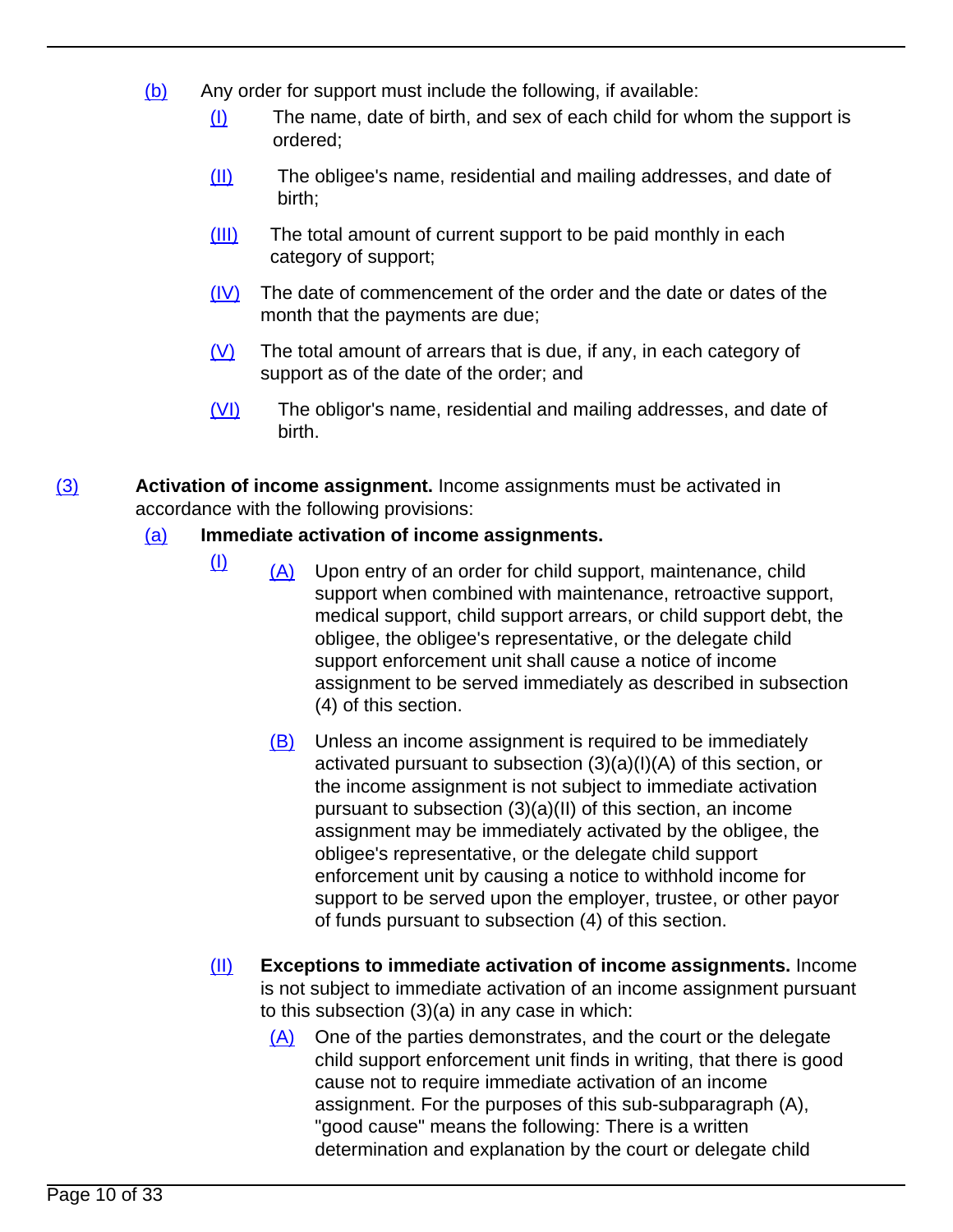(b) Any order for support must include the following, if available:

(I) The name, date of birth, and sex of each child for whom the support is ordered;

(II) The obligee's name, residential and mailing addresses, and date of birth;

(III) The total amount of current support to be paid monthly in each category of support;

(IV) The date of commencement of the order and the date or dates of the month that the payments are due;

(V) The total amount of arrears that is due, if any, in each category of support as of the date of the order; and

(VI) The obligor's name, residential and mailing addresses, and date of birth.

(3) **Activation of income assignment.** Income assignments must be activated in accordance with the following provisions:

(a) **Immediate activation of income assignments.**

(I) (A) Upon entry of an order for child support, maintenance, child support when combined with maintenance, retroactive support, medical support, child support arrears, or child support debt, the obligee, the obligee's representative, or the delegate child support enforcement unit shall cause a notice of income assignment to be served immediately as described in subsection (4) of this section.

(B) Unless an income assignment is required to be immediately activated pursuant to subsection (3)(a)(I)(A) of this section, or the income assignment is not subject to immediate activation pursuant to subsection (3)(a)(II) of this section, an income assignment may be immediately activated by the obligee, the obligee's representative, or the delegate child support enforcement unit by causing a notice to withhold income for support to be served upon the employer, trustee, or other payor of funds pursuant to subsection (4) of this section.

(II) **Exceptions to immediate activation of income assignments.** Income is not subject to immediate activation of an income assignment pursuant to this subsection (3)(a) in any case in which:

(A) One of the parties demonstrates, and the court or the delegate child support enforcement unit finds in writing, that there is good cause not to require immediate activation of an income assignment. For the purposes of this sub-subparagraph (A), "good cause" means the following: There is a written determination and explanation by the court or delegate child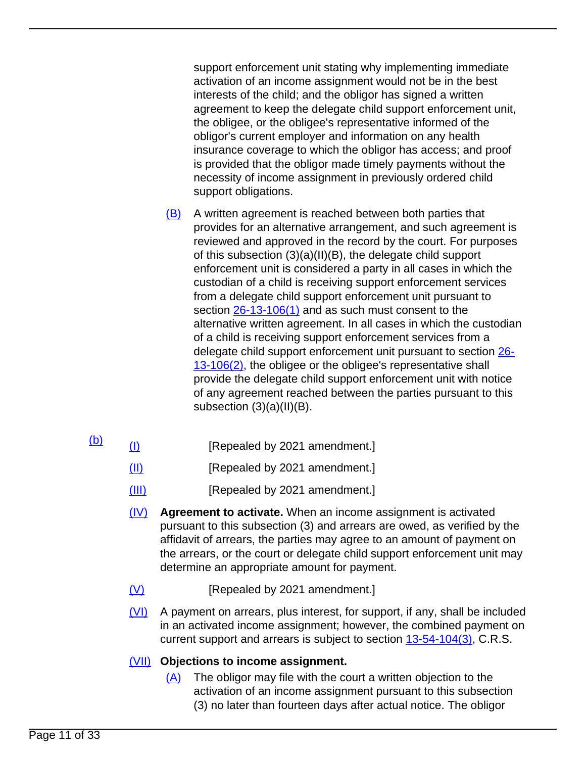support enforcement unit stating why implementing immediate activation of an income assignment would not be in the best interests of the child; and the obligor has signed a written agreement to keep the delegate child support enforcement unit, the obligee, or the obligee's representative informed of the obligor's current employer and information on any health insurance coverage to which the obligor has access; and proof is provided that the obligor made timely payments without the necessity of income assignment in previously ordered child support obligations.

(B) A written agreement is reached between both parties that provides for an alternative arrangement, and such agreement is reviewed and approved in the record by the court. For purposes of this subsection (3)(a)(II)(B), the delegate child support enforcement unit is considered a party in all cases in which the custodian of a child is receiving support enforcement services from a delegate child support enforcement unit pursuant to section 26-13-106(1) and as such must consent to the alternative written agreement. In all cases in which the custodian of a child is receiving support enforcement services from a delegate child support enforcement unit pursuant to section 26-13-106(2), the obligee or the obligee's representative shall provide the delegate child support enforcement unit with notice of any agreement reached between the parties pursuant to this subsection (3)(a)(II)(B).

(b) (I) [Repealed by 2021 amendment.]

(II) [Repealed by 2021 amendment.]

(III) [Repealed by 2021 amendment.]

(IV) **Agreement to activate.** When an income assignment is activated pursuant to this subsection (3) and arrears are owed, as verified by the affidavit of arrears, the parties may agree to an amount of payment on the arrears, or the court or delegate child support enforcement unit may determine an appropriate amount for payment.

(V) [Repealed by 2021 amendment.]

(VI) A payment on arrears, plus interest, for support, if any, shall be included in an activated income assignment; however, the combined payment on current support and arrears is subject to section 13-54-104(3), C.R.S.

(VII) **Objections to income assignment.**

(A) The obligor may file with the court a written objection to the activation of an income assignment pursuant to this subsection (3) no later than fourteen days after actual notice. The obligor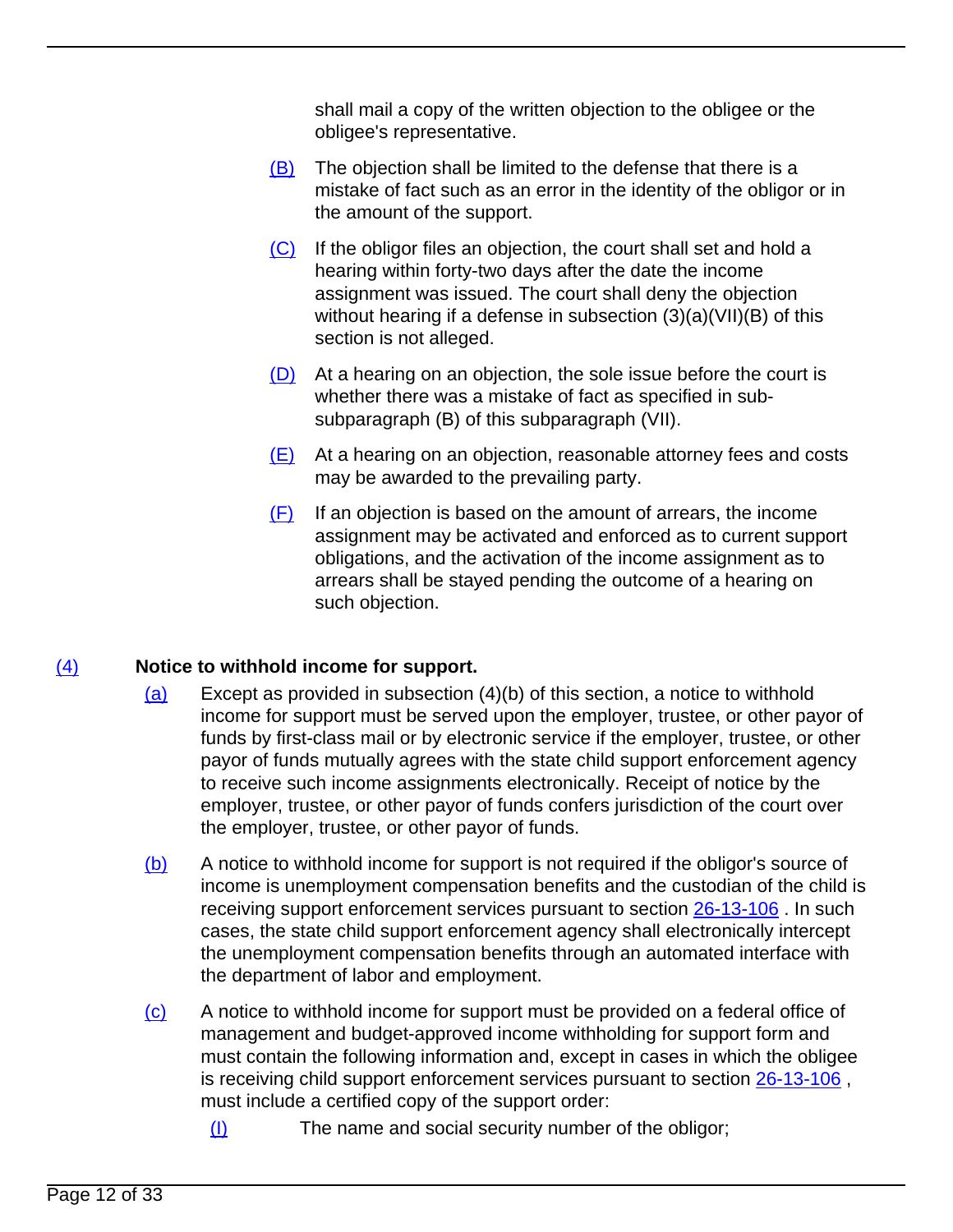shall mail a copy of the written objection to the obligee or the obligee's representative.

(B) The objection shall be limited to the defense that there is a mistake of fact such as an error in the identity of the obligor or in the amount of the support.

(C) If the obligor files an objection, the court shall set and hold a hearing within forty-two days after the date the income assignment was issued. The court shall deny the objection without hearing if a defense in subsection (3)(a)(VII)(B) of this section is not alleged.

(D) At a hearing on an objection, the sole issue before the court is whether there was a mistake of fact as specified in sub-subparagraph (B) of this subparagraph (VII).

(E) At a hearing on an objection, reasonable attorney fees and costs may be awarded to the prevailing party.

(F) If an objection is based on the amount of arrears, the income assignment may be activated and enforced as to current support obligations, and the activation of the income assignment as to arrears shall be stayed pending the outcome of a hearing on such objection.

(4) **Notice to withhold income for support.**

(a) Except as provided in subsection (4)(b) of this section, a notice to withhold income for support must be served upon the employer, trustee, or other payor of funds by first-class mail or by electronic service if the employer, trustee, or other payor of funds mutually agrees with the state child support enforcement agency to receive such income assignments electronically. Receipt of notice by the employer, trustee, or other payor of funds confers jurisdiction of the court over the employer, trustee, or other payor of funds.

(b) A notice to withhold income for support is not required if the obligor's source of income is unemployment compensation benefits and the custodian of the child is receiving support enforcement services pursuant to section 26-13-106 . In such cases, the state child support enforcement agency shall electronically intercept the unemployment compensation benefits through an automated interface with the department of labor and employment.

(c) A notice to withhold income for support must be provided on a federal office of management and budget-approved income withholding for support form and must contain the following information and, except in cases in which the obligee is receiving child support enforcement services pursuant to section 26-13-106 , must include a certified copy of the support order:

(I) The name and social security number of the obligor;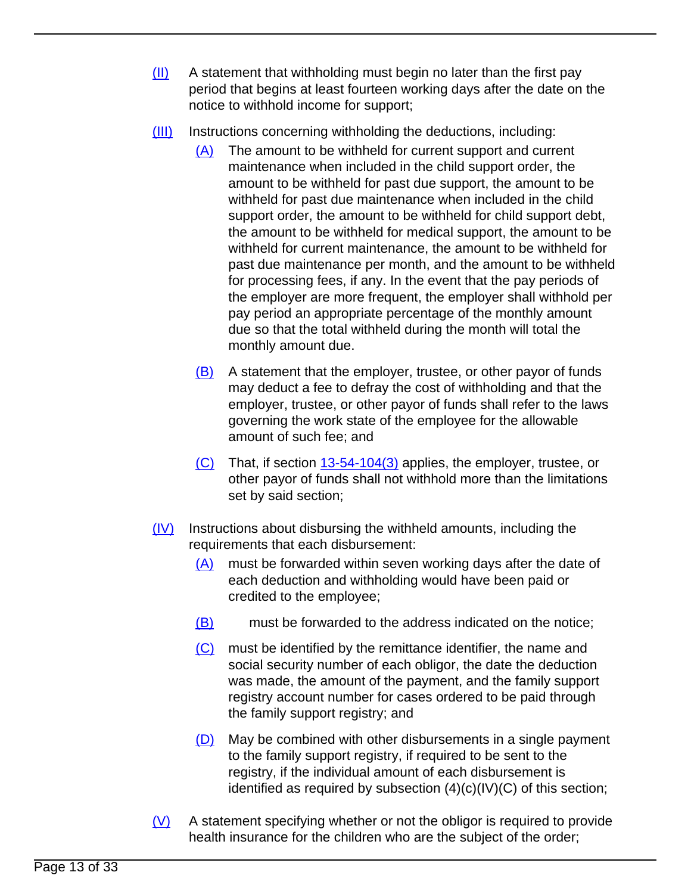(II) A statement that withholding must begin no later than the first pay period that begins at least fourteen working days after the date on the notice to withhold income for support;

(III) Instructions concerning withholding the deductions, including:

(A) The amount to be withheld for current support and current maintenance when included in the child support order, the amount to be withheld for past due support, the amount to be withheld for past due maintenance when included in the child support order, the amount to be withheld for child support debt, the amount to be withheld for medical support, the amount to be withheld for current maintenance, the amount to be withheld for past due maintenance per month, and the amount to be withheld for processing fees, if any. In the event that the pay periods of the employer are more frequent, the employer shall withhold per pay period an appropriate percentage of the monthly amount due so that the total withheld during the month will total the monthly amount due.

(B) A statement that the employer, trustee, or other payor of funds may deduct a fee to defray the cost of withholding and that the employer, trustee, or other payor of funds shall refer to the laws governing the work state of the employee for the allowable amount of such fee; and

(C) That, if section 13-54-104(3) applies, the employer, trustee, or other payor of funds shall not withhold more than the limitations set by said section;

(IV) Instructions about disbursing the withheld amounts, including the requirements that each disbursement:

(A) must be forwarded within seven working days after the date of each deduction and withholding would have been paid or credited to the employee;

(B) must be forwarded to the address indicated on the notice;

(C) must be identified by the remittance identifier, the name and social security number of each obligor, the date the deduction was made, the amount of the payment, and the family support registry account number for cases ordered to be paid through the family support registry; and

(D) May be combined with other disbursements in a single payment to the family support registry, if required to be sent to the registry, if the individual amount of each disbursement is identified as required by subsection (4)(c)(IV)(C) of this section;

(V) A statement specifying whether or not the obligor is required to provide health insurance for the children who are the subject of the order;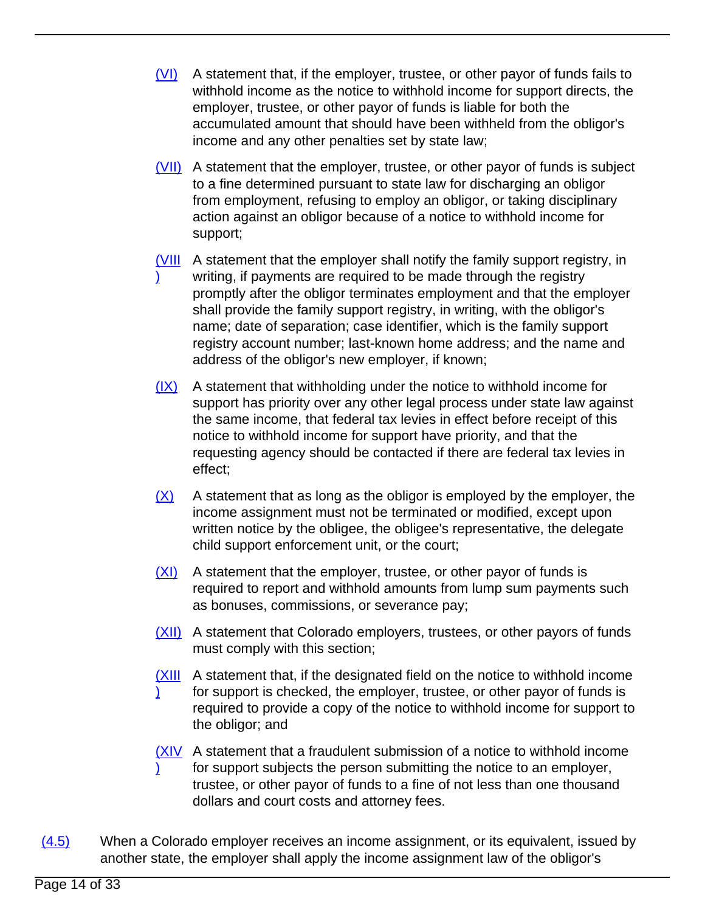(VI) A statement that, if the employer, trustee, or other payor of funds fails to withhold income as the notice to withhold income for support directs, the employer, trustee, or other payor of funds is liable for both the accumulated amount that should have been withheld from the obligor's income and any other penalties set by state law;

(VII) A statement that the employer, trustee, or other payor of funds is subject to a fine determined pursuant to state law for discharging an obligor from employment, refusing to employ an obligor, or taking disciplinary action against an obligor because of a notice to withhold income for support;

(VIII) A statement that the employer shall notify the family support registry, in writing, if payments are required to be made through the registry promptly after the obligor terminates employment and that the employer shall provide the family support registry, in writing, with the obligor's name; date of separation; case identifier, which is the family support registry account number; last-known home address; and the name and address of the obligor's new employer, if known;

(IX) A statement that withholding under the notice to withhold income for support has priority over any other legal process under state law against the same income, that federal tax levies in effect before receipt of this notice to withhold income for support have priority, and that the requesting agency should be contacted if there are federal tax levies in effect;

(X) A statement that as long as the obligor is employed by the employer, the income assignment must not be terminated or modified, except upon written notice by the obligee, the obligee's representative, the delegate child support enforcement unit, or the court;

(XI) A statement that the employer, trustee, or other payor of funds is required to report and withhold amounts from lump sum payments such as bonuses, commissions, or severance pay;

(XII) A statement that Colorado employers, trustees, or other payors of funds must comply with this section;

(XIII) A statement that, if the designated field on the notice to withhold income for support is checked, the employer, trustee, or other payor of funds is required to provide a copy of the notice to withhold income for support to the obligor; and

(XIV) A statement that a fraudulent submission of a notice to withhold income for support subjects the person submitting the notice to an employer, trustee, or other payor of funds to a fine of not less than one thousand dollars and court costs and attorney fees.

(4.5) When a Colorado employer receives an income assignment, or its equivalent, issued by another state, the employer shall apply the income assignment law of the obligor's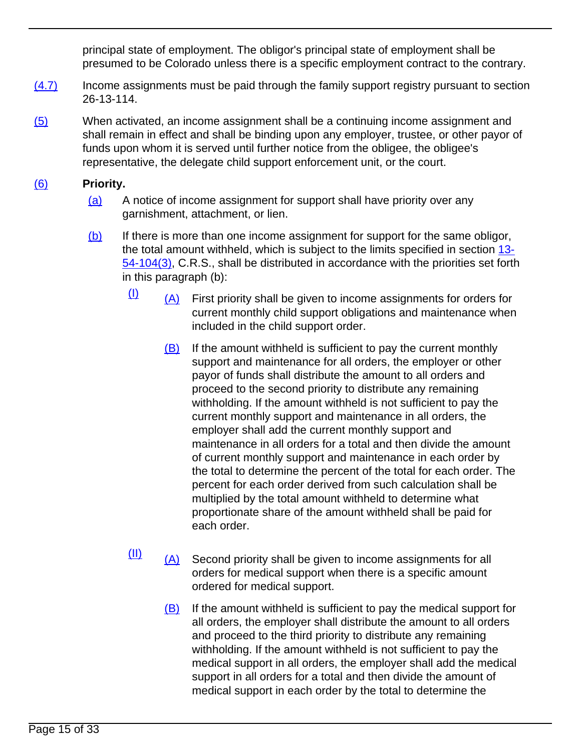principal state of employment. The obligor's principal state of employment shall be presumed to be Colorado unless there is a specific employment contract to the contrary.

(4.7) Income assignments must be paid through the family support registry pursuant to section 26-13-114.

(5) When activated, an income assignment shall be a continuing income assignment and shall remain in effect and shall be binding upon any employer, trustee, or other payor of funds upon whom it is served until further notice from the obligee, the obligee's representative, the delegate child support enforcement unit, or the court.

(6) **Priority.**

(a) A notice of income assignment for support shall have priority over any garnishment, attachment, or lien.

(b) If there is more than one income assignment for support for the same obligor, the total amount withheld, which is subject to the limits specified in section 13-54-104(3), C.R.S., shall be distributed in accordance with the priorities set forth in this paragraph (b):

(I) (A) First priority shall be given to income assignments for orders for current monthly child support obligations and maintenance when included in the child support order.

(B) If the amount withheld is sufficient to pay the current monthly support and maintenance for all orders, the employer or other payor of funds shall distribute the amount to all orders and proceed to the second priority to distribute any remaining withholding. If the amount withheld is not sufficient to pay the current monthly support and maintenance in all orders, the employer shall add the current monthly support and maintenance in all orders for a total and then divide the amount of current monthly support and maintenance in each order by the total to determine the percent of the total for each order. The percent for each order derived from such calculation shall be multiplied by the total amount withheld to determine what proportionate share of the amount withheld shall be paid for each order.

(II) (A) Second priority shall be given to income assignments for all orders for medical support when there is a specific amount ordered for medical support.

(B) If the amount withheld is sufficient to pay the medical support for all orders, the employer shall distribute the amount to all orders and proceed to the third priority to distribute any remaining withholding. If the amount withheld is not sufficient to pay the medical support in all orders, the employer shall add the medical support in all orders for a total and then divide the amount of medical support in each order by the total to determine the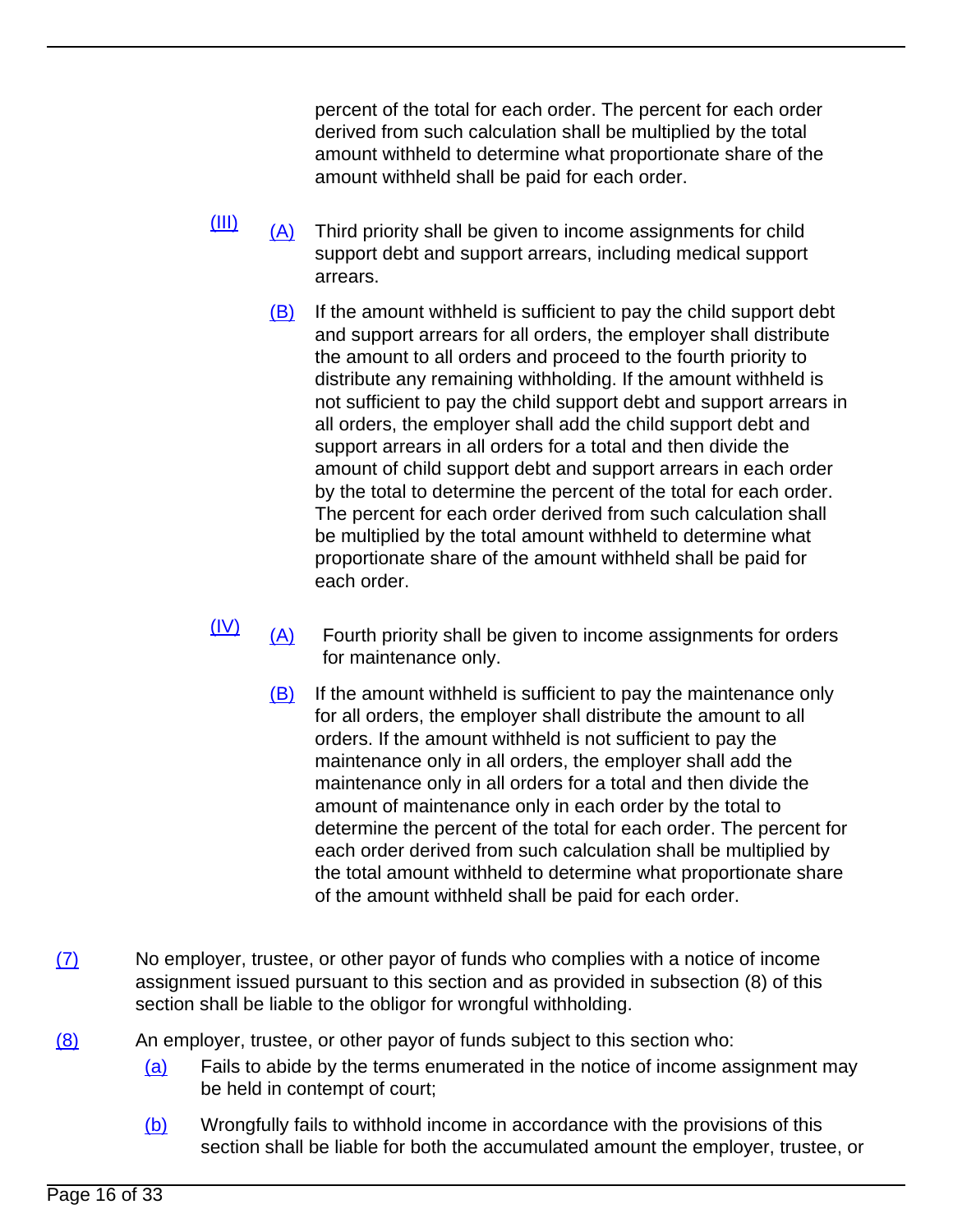percent of the total for each order. The percent for each order derived from such calculation shall be multiplied by the total amount withheld to determine what proportionate share of the amount withheld shall be paid for each order.

(III) (A) Third priority shall be given to income assignments for child support debt and support arrears, including medical support arrears.

(B) If the amount withheld is sufficient to pay the child support debt and support arrears for all orders, the employer shall distribute the amount to all orders and proceed to the fourth priority to distribute any remaining withholding. If the amount withheld is not sufficient to pay the child support debt and support arrears in all orders, the employer shall add the child support debt and support arrears in all orders for a total and then divide the amount of child support debt and support arrears in each order by the total to determine the percent of the total for each order. The percent for each order derived from such calculation shall be multiplied by the total amount withheld to determine what proportionate share of the amount withheld shall be paid for each order.

(IV) (A) Fourth priority shall be given to income assignments for orders for maintenance only.

(B) If the amount withheld is sufficient to pay the maintenance only for all orders, the employer shall distribute the amount to all orders. If the amount withheld is not sufficient to pay the maintenance only in all orders, the employer shall add the maintenance only in all orders for a total and then divide the amount of maintenance only in each order by the total to determine the percent of the total for each order. The percent for each order derived from such calculation shall be multiplied by the total amount withheld to determine what proportionate share of the amount withheld shall be paid for each order.

(7) No employer, trustee, or other payor of funds who complies with a notice of income assignment issued pursuant to this section and as provided in subsection (8) of this section shall be liable to the obligor for wrongful withholding.

(8) An employer, trustee, or other payor of funds subject to this section who:

(a) Fails to abide by the terms enumerated in the notice of income assignment may be held in contempt of court;

(b) Wrongfully fails to withhold income in accordance with the provisions of this section shall be liable for both the accumulated amount the employer, trustee, or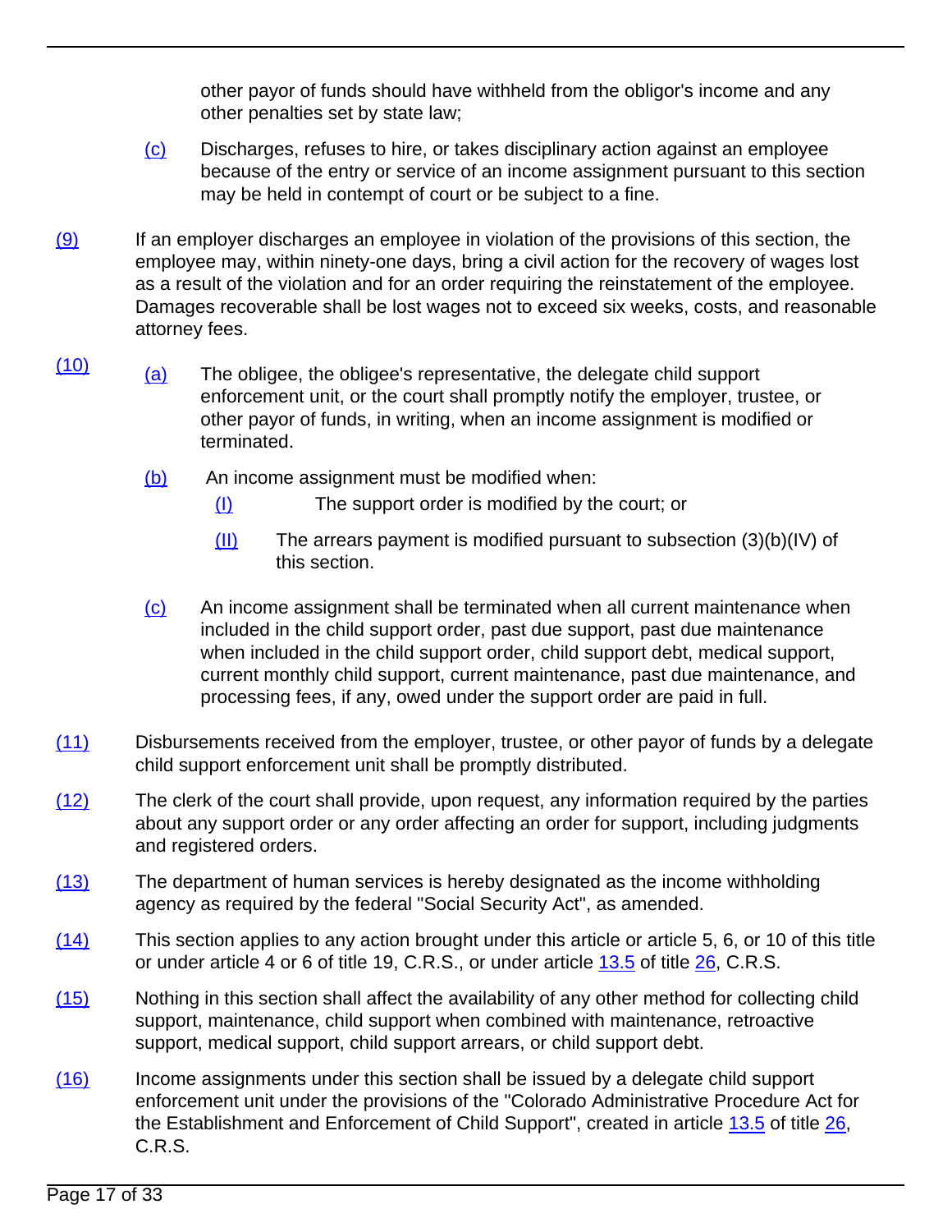other payor of funds should have withheld from the obligor's income and any other penalties set by state law;

(c) Discharges, refuses to hire, or takes disciplinary action against an employee because of the entry or service of an income assignment pursuant to this section may be held in contempt of court or be subject to a fine.

(9) If an employer discharges an employee in violation of the provisions of this section, the employee may, within ninety-one days, bring a civil action for the recovery of wages lost as a result of the violation and for an order requiring the reinstatement of the employee. Damages recoverable shall be lost wages not to exceed six weeks, costs, and reasonable attorney fees.

(10)

(a) The obligee, the obligee's representative, the delegate child support enforcement unit, or the court shall promptly notify the employer, trustee, or other payor of funds, in writing, when an income assignment is modified or terminated.

(b) An income assignment must be modified when:

(I) The support order is modified by the court; or

(II) The arrears payment is modified pursuant to subsection (3)(b)(IV) of this section.

(c) An income assignment shall be terminated when all current maintenance when included in the child support order, past due support, past due maintenance when included in the child support order, child support debt, medical support, current monthly child support, current maintenance, past due maintenance, and processing fees, if any, owed under the support order are paid in full.

(11) Disbursements received from the employer, trustee, or other payor of funds by a delegate child support enforcement unit shall be promptly distributed.

(12) The clerk of the court shall provide, upon request, any information required by the parties about any support order or any order affecting an order for support, including judgments and registered orders.

(13) The department of human services is hereby designated as the income withholding agency as required by the federal "Social Security Act", as amended.

(14) This section applies to any action brought under this article or article 5, 6, or 10 of this title or under article 4 or 6 of title 19, C.R.S., or under article 13.5 of title 26, C.R.S.

(15) Nothing in this section shall affect the availability of any other method for collecting child support, maintenance, child support when combined with maintenance, retroactive support, medical support, child support arrears, or child support debt.

(16) Income assignments under this section shall be issued by a delegate child support enforcement unit under the provisions of the "Colorado Administrative Procedure Act for the Establishment and Enforcement of Child Support", created in article 13.5 of title 26, C.R.S.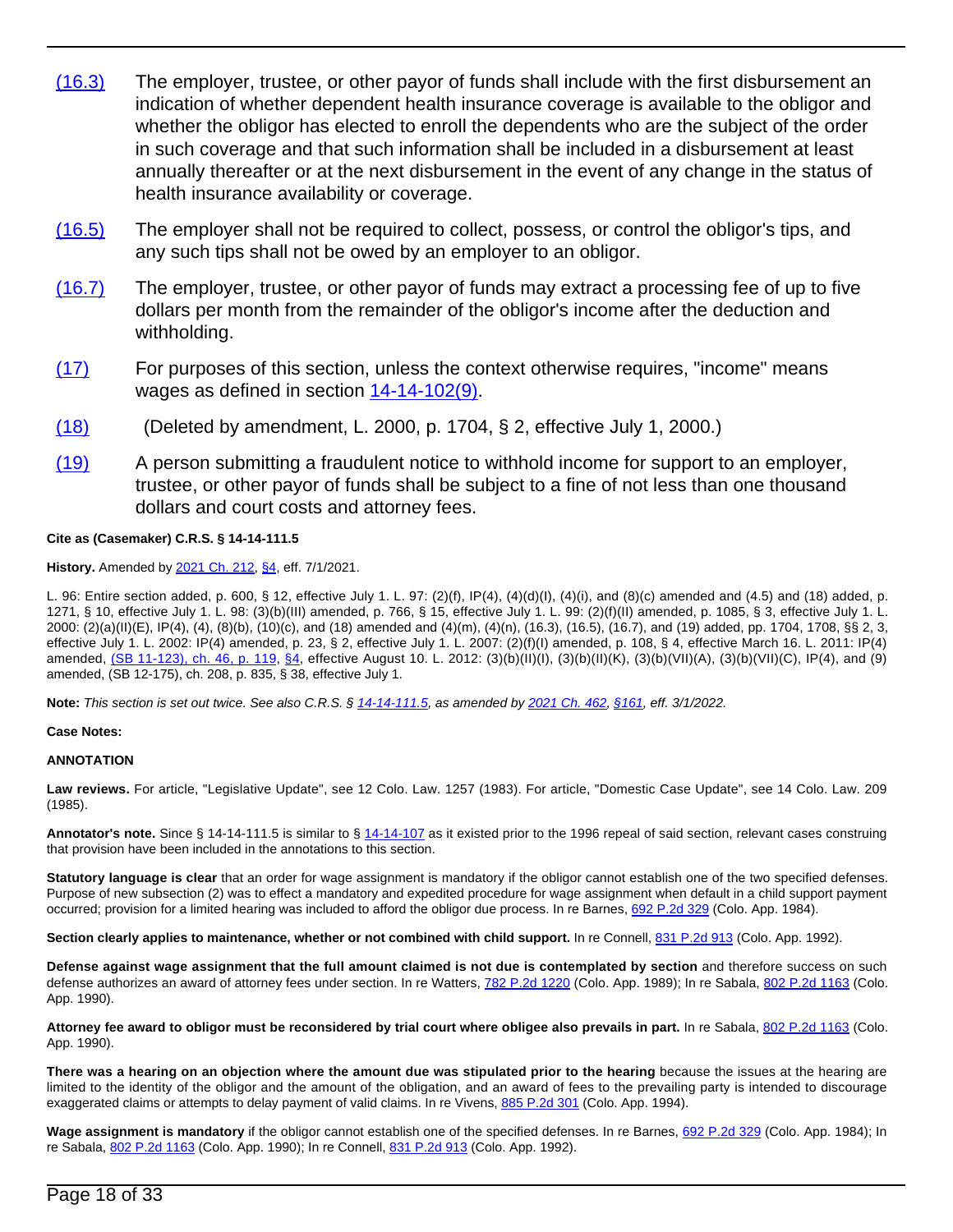(16.3) The employer, trustee, or other payor of funds shall include with the first disbursement an indication of whether dependent health insurance coverage is available to the obligor and whether the obligor has elected to enroll the dependents who are the subject of the order in such coverage and that such information shall be included in a disbursement at least annually thereafter or at the next disbursement in the event of any change in the status of health insurance availability or coverage.

(16.5) The employer shall not be required to collect, possess, or control the obligor's tips, and any such tips shall not be owed by an employer to an obligor.

(16.7) The employer, trustee, or other payor of funds may extract a processing fee of up to five dollars per month from the remainder of the obligor's income after the deduction and withholding.

(17) For purposes of this section, unless the context otherwise requires, "income" means wages as defined in section 14-14-102(9).

(18) (Deleted by amendment, L. 2000, p. 1704, § 2, effective July 1, 2000.)

(19) A person submitting a fraudulent notice to withhold income for support to an employer, trustee, or other payor of funds shall be subject to a fine of not less than one thousand dollars and court costs and attorney fees.

**Cite as (Casemaker) C.R.S. § 14-14-111.5**

**History.** Amended by 2021 Ch. 212, §4, eff. 7/1/2021.

L. 96: Entire section added, p. 600, § 12, effective July 1. L. 97: (2)(f), IP(4), (4)(d)(I), (4)(i), and (8)(c) amended and (4.5) and (18) added, p. 1271, § 10, effective July 1. L. 98: (3)(b)(III) amended, p. 766, § 15, effective July 1. L. 99: (2)(f)(II) amended, p. 1085, § 3, effective July 1. L. 2000: (2)(a)(II)(E), IP(4), (4), (8)(b), (10)(c), and (18) amended and (4)(m), (4)(n), (16.3), (16.5), (16.7), and (19) added, pp. 1704, 1708, §§ 2, 3, effective July 1. L. 2002: IP(4) amended, p. 23, § 2, effective July 1. L. 2007: (2)(f)(I) amended, p. 108, § 4, effective March 16. L. 2011: IP(4) amended, (SB 11-123), ch. 46, p. 119, §4, effective August 10. L. 2012: (3)(b)(II)(I), (3)(b)(II)(K), (3)(b)(VII)(A), (3)(b)(VII)(C), IP(4), and (9) amended, (SB 12-175), ch. 208, p. 835, § 38, effective July 1.

**Note:** *This section is set out twice. See also C.R.S. § 14-14-111.5, as amended by 2021 Ch. 462, §161, eff. 3/1/2022.*

**Case Notes:**

**ANNOTATION**

**Law reviews.** For article, "Legislative Update", see 12 Colo. Law. 1257 (1983). For article, "Domestic Case Update", see 14 Colo. Law. 209 (1985).

**Annotator's note.** Since § 14-14-111.5 is similar to § 14-14-107 as it existed prior to the 1996 repeal of said section, relevant cases construing that provision have been included in the annotations to this section.

**Statutory language is clear** that an order for wage assignment is mandatory if the obligor cannot establish one of the two specified defenses. Purpose of new subsection (2) was to effect a mandatory and expedited procedure for wage assignment when default in a child support payment occurred; provision for a limited hearing was included to afford the obligor due process. In re Barnes, 692 P.2d 329 (Colo. App. 1984).

**Section clearly applies to maintenance, whether or not combined with child support.** In re Connell, 831 P.2d 913 (Colo. App. 1992).

**Defense against wage assignment that the full amount claimed is not due is contemplated by section** and therefore success on such defense authorizes an award of attorney fees under section. In re Watters, 782 P.2d 1220 (Colo. App. 1989); In re Sabala, 802 P.2d 1163 (Colo. App. 1990).

**Attorney fee award to obligor must be reconsidered by trial court where obligee also prevails in part.** In re Sabala, 802 P.2d 1163 (Colo. App. 1990).

**There was a hearing on an objection where the amount due was stipulated prior to the hearing** because the issues at the hearing are limited to the identity of the obligor and the amount of the obligation, and an award of fees to the prevailing party is intended to discourage exaggerated claims or attempts to delay payment of valid claims. In re Vivens, 885 P.2d 301 (Colo. App. 1994).

**Wage assignment is mandatory** if the obligor cannot establish one of the specified defenses. In re Barnes, 692 P.2d 329 (Colo. App. 1984); In re Sabala, 802 P.2d 1163 (Colo. App. 1990); In re Connell, 831 P.2d 913 (Colo. App. 1992).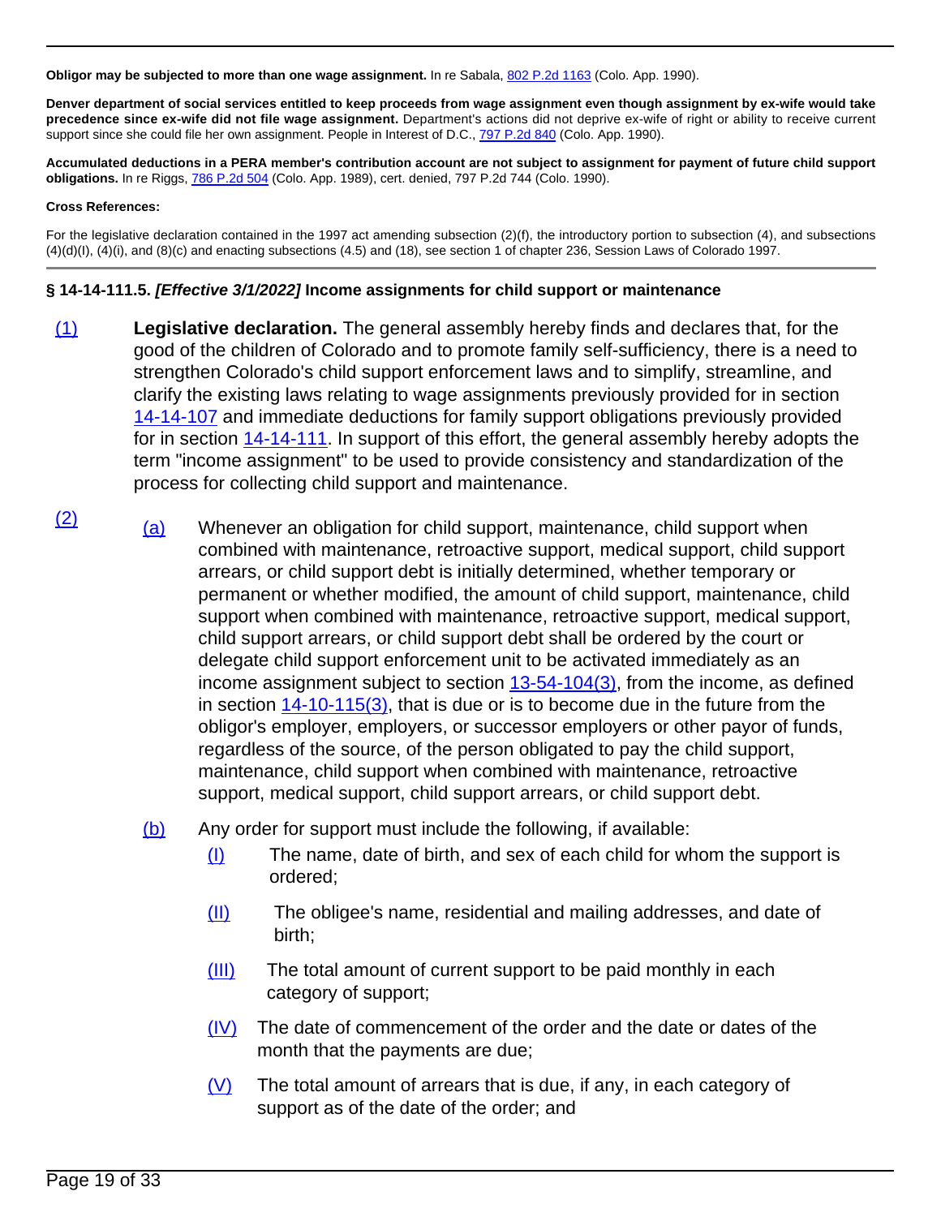**Obligor may be subjected to more than one wage assignment.** In re Sabala, 802 P.2d 1163 (Colo. App. 1990).

**Denver department of social services entitled to keep proceeds from wage assignment even though assignment by ex-wife would take precedence since ex-wife did not file wage assignment.** Department's actions did not deprive ex-wife of right or ability to receive current support since she could file her own assignment. People in Interest of D.C., 797 P.2d 840 (Colo. App. 1990).

**Accumulated deductions in a PERA member's contribution account are not subject to assignment for payment of future child support obligations.** In re Riggs, 786 P.2d 504 (Colo. App. 1989), cert. denied, 797 P.2d 744 (Colo. 1990).

**Cross References:**

For the legislative declaration contained in the 1997 act amending subsection (2)(f), the introductory portion to subsection (4), and subsections (4)(d)(I), (4)(i), and (8)(c) and enacting subsections (4.5) and (18), see section 1 of chapter 236, Session Laws of Colorado 1997.

---

### § 14-14-111.5. *[Effective 3/1/2022]* Income assignments for child support or maintenance

(1) **Legislative declaration.** The general assembly hereby finds and declares that, for the good of the children of Colorado and to promote family self-sufficiency, there is a need to strengthen Colorado's child support enforcement laws and to simplify, streamline, and clarify the existing laws relating to wage assignments previously provided for in section 14-14-107 and immediate deductions for family support obligations previously provided for in section 14-14-111. In support of this effort, the general assembly hereby adopts the term "income assignment" to be used to provide consistency and standardization of the process for collecting child support and maintenance.

(2)

(a) Whenever an obligation for child support, maintenance, child support when combined with maintenance, retroactive support, medical support, child support arrears, or child support debt is initially determined, whether temporary or permanent or whether modified, the amount of child support, maintenance, child support when combined with maintenance, retroactive support, medical support, child support arrears, or child support debt shall be ordered by the court or delegate child support enforcement unit to be activated immediately as an income assignment subject to section 13-54-104(3), from the income, as defined in section 14-10-115(3), that is due or is to become due in the future from the obligor's employer, employers, or successor employers or other payor of funds, regardless of the source, of the person obligated to pay the child support, maintenance, child support when combined with maintenance, retroactive support, medical support, child support arrears, or child support debt.

(b) Any order for support must include the following, if available:

(I) The name, date of birth, and sex of each child for whom the support is ordered;

(II) The obligee's name, residential and mailing addresses, and date of birth;

(III) The total amount of current support to be paid monthly in each category of support;

(IV) The date of commencement of the order and the date or dates of the month that the payments are due;

(V) The total amount of arrears that is due, if any, in each category of support as of the date of the order; and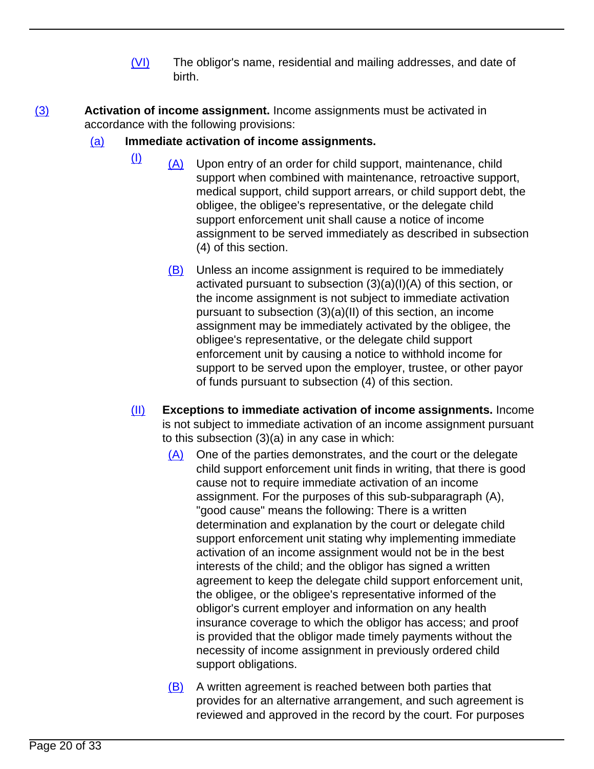(VI) The obligor's name, residential and mailing addresses, and date of birth.

(3) **Activation of income assignment.** Income assignments must be activated in accordance with the following provisions:

(a) **Immediate activation of income assignments.**

(I) (A) Upon entry of an order for child support, maintenance, child support when combined with maintenance, retroactive support, medical support, child support arrears, or child support debt, the obligee, the obligee's representative, or the delegate child support enforcement unit shall cause a notice of income assignment to be served immediately as described in subsection (4) of this section.

(B) Unless an income assignment is required to be immediately activated pursuant to subsection (3)(a)(I)(A) of this section, or the income assignment is not subject to immediate activation pursuant to subsection (3)(a)(II) of this section, an income assignment may be immediately activated by the obligee, the obligee's representative, or the delegate child support enforcement unit by causing a notice to withhold income for support to be served upon the employer, trustee, or other payor of funds pursuant to subsection (4) of this section.

(II) **Exceptions to immediate activation of income assignments.** Income is not subject to immediate activation of an income assignment pursuant to this subsection (3)(a) in any case in which:

(A) One of the parties demonstrates, and the court or the delegate child support enforcement unit finds in writing, that there is good cause not to require immediate activation of an income assignment. For the purposes of this sub-subparagraph (A), "good cause" means the following: There is a written determination and explanation by the court or delegate child support enforcement unit stating why implementing immediate activation of an income assignment would not be in the best interests of the child; and the obligor has signed a written agreement to keep the delegate child support enforcement unit, the obligee, or the obligee's representative informed of the obligor's current employer and information on any health insurance coverage to which the obligor has access; and proof is provided that the obligor made timely payments without the necessity of income assignment in previously ordered child support obligations.

(B) A written agreement is reached between both parties that provides for an alternative arrangement, and such agreement is reviewed and approved in the record by the court. For purposes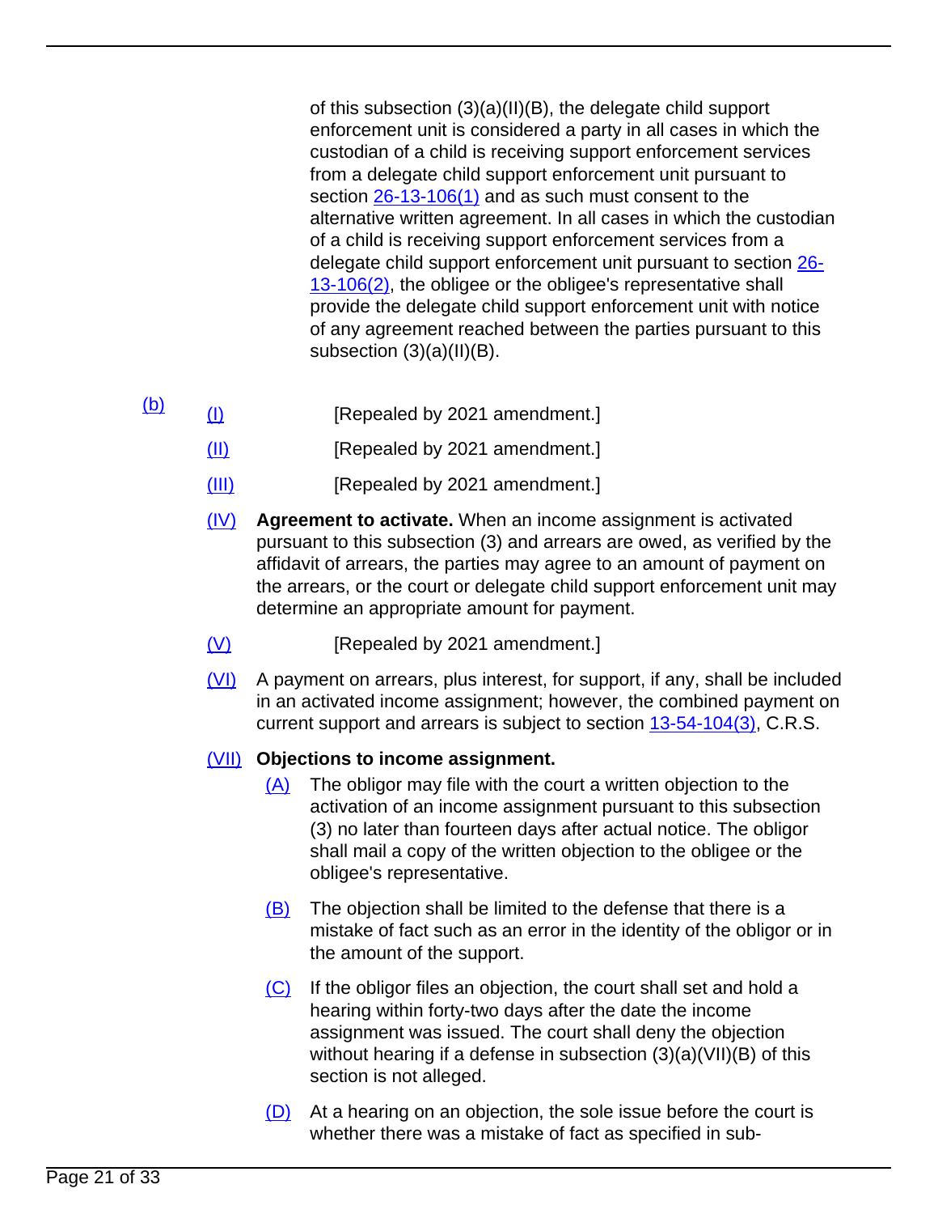of this subsection (3)(a)(II)(B), the delegate child support enforcement unit is considered a party in all cases in which the custodian of a child is receiving support enforcement services from a delegate child support enforcement unit pursuant to section 26-13-106(1) and as such must consent to the alternative written agreement. In all cases in which the custodian of a child is receiving support enforcement services from a delegate child support enforcement unit pursuant to section 26-13-106(2), the obligee or the obligee's representative shall provide the delegate child support enforcement unit with notice of any agreement reached between the parties pursuant to this subsection (3)(a)(II)(B).

(b)

(I) [Repealed by 2021 amendment.]

(II) [Repealed by 2021 amendment.]

(III) [Repealed by 2021 amendment.]

(IV) **Agreement to activate.** When an income assignment is activated pursuant to this subsection (3) and arrears are owed, as verified by the affidavit of arrears, the parties may agree to an amount of payment on the arrears, or the court or delegate child support enforcement unit may determine an appropriate amount for payment.

(V) [Repealed by 2021 amendment.]

(VI) A payment on arrears, plus interest, for support, if any, shall be included in an activated income assignment; however, the combined payment on current support and arrears is subject to section 13-54-104(3), C.R.S.

(VII) **Objections to income assignment.**

(A) The obligor may file with the court a written objection to the activation of an income assignment pursuant to this subsection (3) no later than fourteen days after actual notice. The obligor shall mail a copy of the written objection to the obligee or the obligee's representative.

(B) The objection shall be limited to the defense that there is a mistake of fact such as an error in the identity of the obligor or in the amount of the support.

(C) If the obligor files an objection, the court shall set and hold a hearing within forty-two days after the date the income assignment was issued. The court shall deny the objection without hearing if a defense in subsection (3)(a)(VII)(B) of this section is not alleged.

(D) At a hearing on an objection, the sole issue before the court is whether there was a mistake of fact as specified in sub-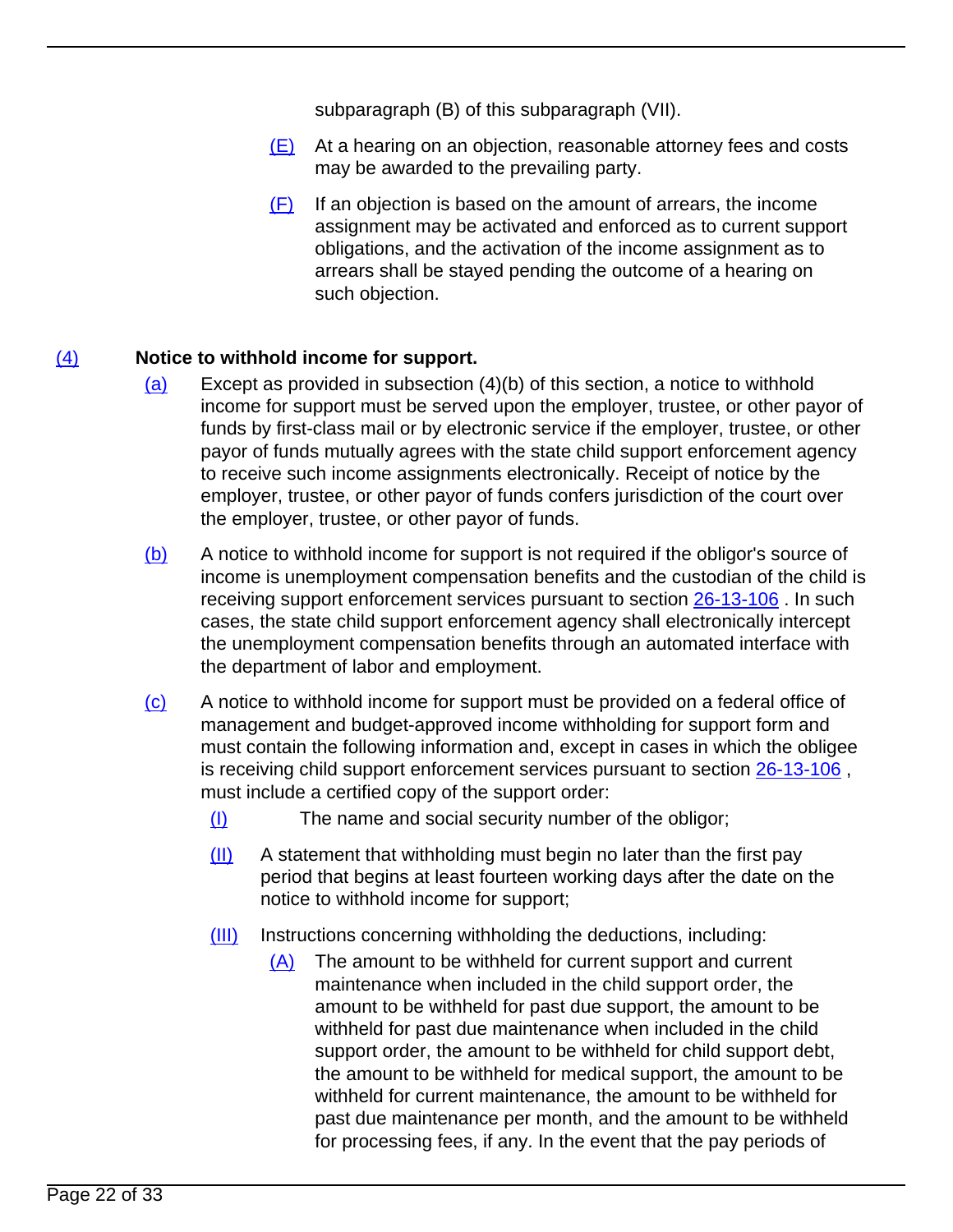subparagraph (B) of this subparagraph (VII).

(E) At a hearing on an objection, reasonable attorney fees and costs may be awarded to the prevailing party.

(F) If an objection is based on the amount of arrears, the income assignment may be activated and enforced as to current support obligations, and the activation of the income assignment as to arrears shall be stayed pending the outcome of a hearing on such objection.

(4) **Notice to withhold income for support.**

(a) Except as provided in subsection (4)(b) of this section, a notice to withhold income for support must be served upon the employer, trustee, or other payor of funds by first-class mail or by electronic service if the employer, trustee, or other payor of funds mutually agrees with the state child support enforcement agency to receive such income assignments electronically. Receipt of notice by the employer, trustee, or other payor of funds confers jurisdiction of the court over the employer, trustee, or other payor of funds.

(b) A notice to withhold income for support is not required if the obligor's source of income is unemployment compensation benefits and the custodian of the child is receiving support enforcement services pursuant to section 26-13-106 . In such cases, the state child support enforcement agency shall electronically intercept the unemployment compensation benefits through an automated interface with the department of labor and employment.

(c) A notice to withhold income for support must be provided on a federal office of management and budget-approved income withholding for support form and must contain the following information and, except in cases in which the obligee is receiving child support enforcement services pursuant to section 26-13-106 , must include a certified copy of the support order:

(I) The name and social security number of the obligor;

(II) A statement that withholding must begin no later than the first pay period that begins at least fourteen working days after the date on the notice to withhold income for support;

(III) Instructions concerning withholding the deductions, including:

(A) The amount to be withheld for current support and current maintenance when included in the child support order, the amount to be withheld for past due support, the amount to be withheld for past due maintenance when included in the child support order, the amount to be withheld for child support debt, the amount to be withheld for medical support, the amount to be withheld for current maintenance, the amount to be withheld for past due maintenance per month, and the amount to be withheld for processing fees, if any. In the event that the pay periods of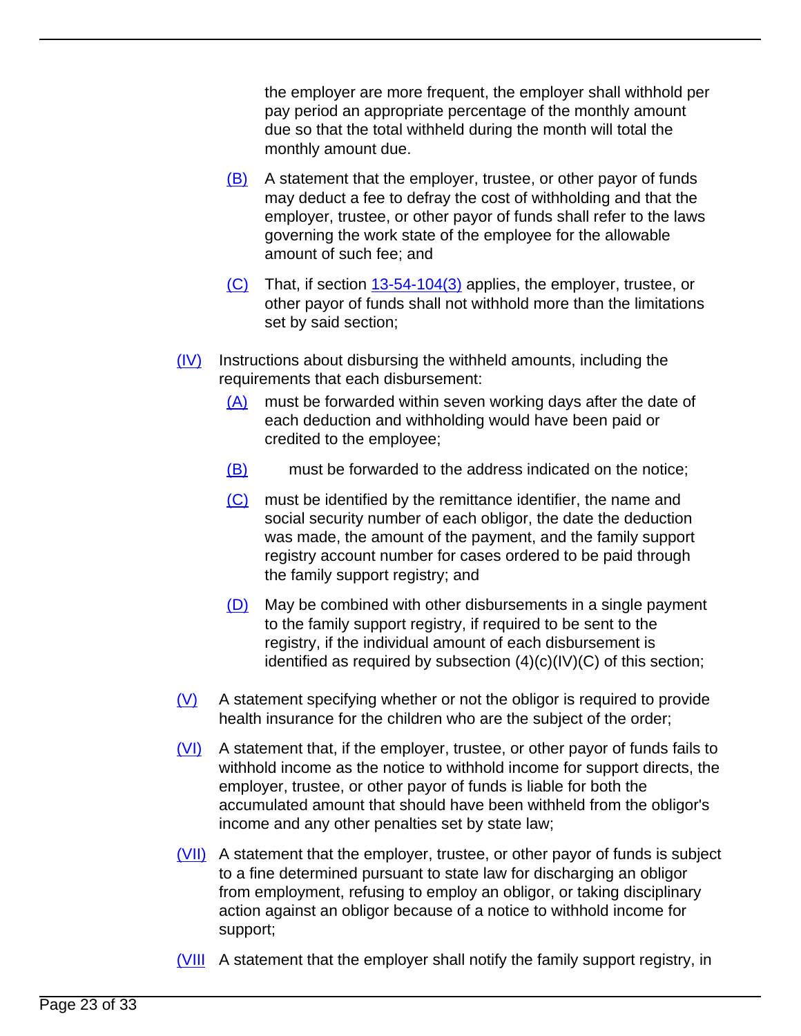the employer are more frequent, the employer shall withhold per pay period an appropriate percentage of the monthly amount due so that the total withheld during the month will total the monthly amount due.

(B) A statement that the employer, trustee, or other payor of funds may deduct a fee to defray the cost of withholding and that the employer, trustee, or other payor of funds shall refer to the laws governing the work state of the employee for the allowable amount of such fee; and

(C) That, if section 13-54-104(3) applies, the employer, trustee, or other payor of funds shall not withhold more than the limitations set by said section;

(IV) Instructions about disbursing the withheld amounts, including the requirements that each disbursement:

(A) must be forwarded within seven working days after the date of each deduction and withholding would have been paid or credited to the employee;

(B) must be forwarded to the address indicated on the notice;

(C) must be identified by the remittance identifier, the name and social security number of each obligor, the date the deduction was made, the amount of the payment, and the family support registry account number for cases ordered to be paid through the family support registry; and

(D) May be combined with other disbursements in a single payment to the family support registry, if required to be sent to the registry, if the individual amount of each disbursement is identified as required by subsection (4)(c)(IV)(C) of this section;

(V) A statement specifying whether or not the obligor is required to provide health insurance for the children who are the subject of the order;

(VI) A statement that, if the employer, trustee, or other payor of funds fails to withhold income as the notice to withhold income for support directs, the employer, trustee, or other payor of funds is liable for both the accumulated amount that should have been withheld from the obligor's income and any other penalties set by state law;

(VII) A statement that the employer, trustee, or other payor of funds is subject to a fine determined pursuant to state law for discharging an obligor from employment, refusing to employ an obligor, or taking disciplinary action against an obligor because of a notice to withhold income for support;

(VIII A statement that the employer shall notify the family support registry, in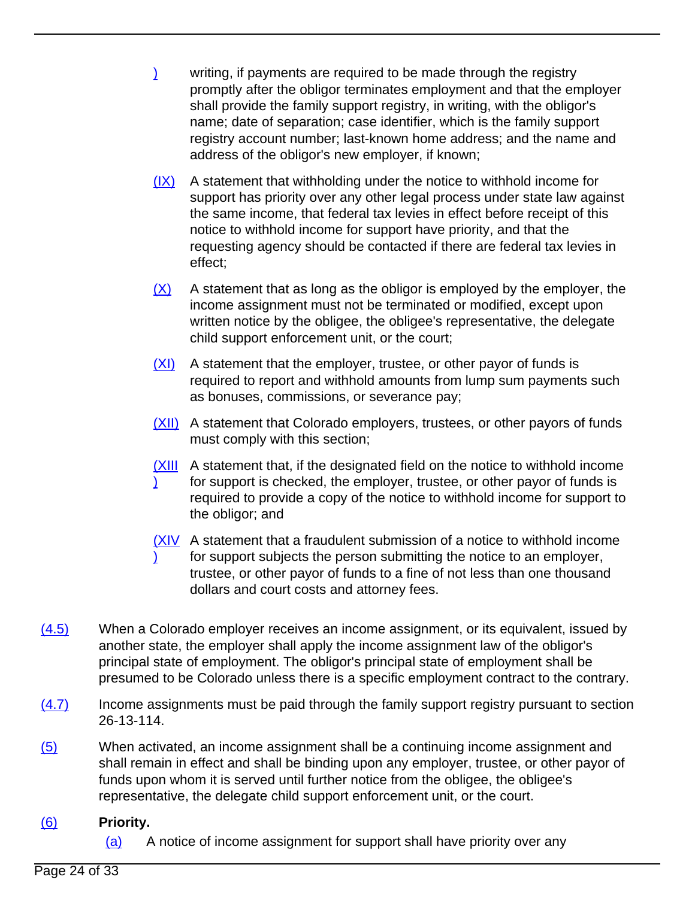) writing, if payments are required to be made through the registry promptly after the obligor terminates employment and that the employer shall provide the family support registry, in writing, with the obligor's name; date of separation; case identifier, which is the family support registry account number; last-known home address; and the name and address of the obligor's new employer, if known;

(IX) A statement that withholding under the notice to withhold income for support has priority over any other legal process under state law against the same income, that federal tax levies in effect before receipt of this notice to withhold income for support have priority, and that the requesting agency should be contacted if there are federal tax levies in effect;

(X) A statement that as long as the obligor is employed by the employer, the income assignment must not be terminated or modified, except upon written notice by the obligee, the obligee's representative, the delegate child support enforcement unit, or the court;

(XI) A statement that the employer, trustee, or other payor of funds is required to report and withhold amounts from lump sum payments such as bonuses, commissions, or severance pay;

(XII) A statement that Colorado employers, trustees, or other payors of funds must comply with this section;

(XIII) A statement that, if the designated field on the notice to withhold income for support is checked, the employer, trustee, or other payor of funds is required to provide a copy of the notice to withhold income for support to the obligor; and

(XIV) A statement that a fraudulent submission of a notice to withhold income for support subjects the person submitting the notice to an employer, trustee, or other payor of funds to a fine of not less than one thousand dollars and court costs and attorney fees.

(4.5) When a Colorado employer receives an income assignment, or its equivalent, issued by another state, the employer shall apply the income assignment law of the obligor's principal state of employment. The obligor's principal state of employment shall be presumed to be Colorado unless there is a specific employment contract to the contrary.

(4.7) Income assignments must be paid through the family support registry pursuant to section 26-13-114.

(5) When activated, an income assignment shall be a continuing income assignment and shall remain in effect and shall be binding upon any employer, trustee, or other payor of funds upon whom it is served until further notice from the obligee, the obligee's representative, the delegate child support enforcement unit, or the court.

(6) **Priority.**

(a) A notice of income assignment for support shall have priority over any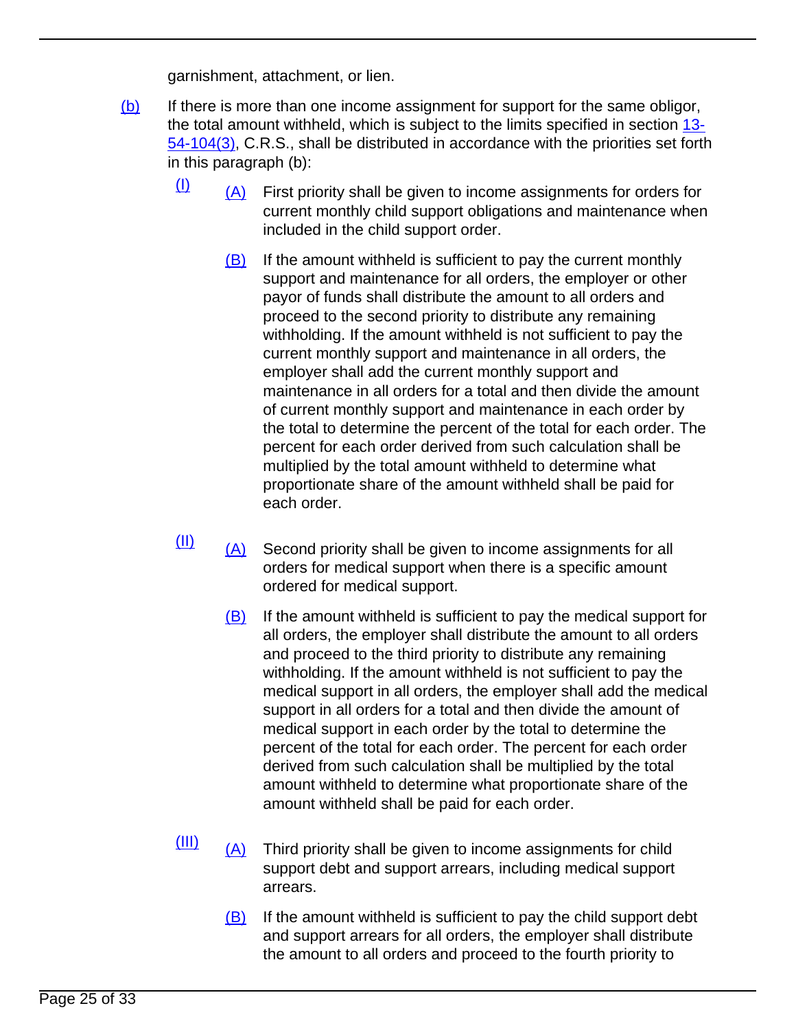garnishment, attachment, or lien.

(b) If there is more than one income assignment for support for the same obligor, the total amount withheld, which is subject to the limits specified in section 13-54-104(3), C.R.S., shall be distributed in accordance with the priorities set forth in this paragraph (b):

(I) (A) First priority shall be given to income assignments for orders for current monthly child support obligations and maintenance when included in the child support order.

(B) If the amount withheld is sufficient to pay the current monthly support and maintenance for all orders, the employer or other payor of funds shall distribute the amount to all orders and proceed to the second priority to distribute any remaining withholding. If the amount withheld is not sufficient to pay the current monthly support and maintenance in all orders, the employer shall add the current monthly support and maintenance in all orders for a total and then divide the amount of current monthly support and maintenance in each order by the total to determine the percent of the total for each order. The percent for each order derived from such calculation shall be multiplied by the total amount withheld to determine what proportionate share of the amount withheld shall be paid for each order.

(II) (A) Second priority shall be given to income assignments for all orders for medical support when there is a specific amount ordered for medical support.

(B) If the amount withheld is sufficient to pay the medical support for all orders, the employer shall distribute the amount to all orders and proceed to the third priority to distribute any remaining withholding. If the amount withheld is not sufficient to pay the medical support in all orders, the employer shall add the medical support in all orders for a total and then divide the amount of medical support in each order by the total to determine the percent of the total for each order. The percent for each order derived from such calculation shall be multiplied by the total amount withheld to determine what proportionate share of the amount withheld shall be paid for each order.

(III) (A) Third priority shall be given to income assignments for child support debt and support arrears, including medical support arrears.

(B) If the amount withheld is sufficient to pay the child support debt and support arrears for all orders, the employer shall distribute the amount to all orders and proceed to the fourth priority to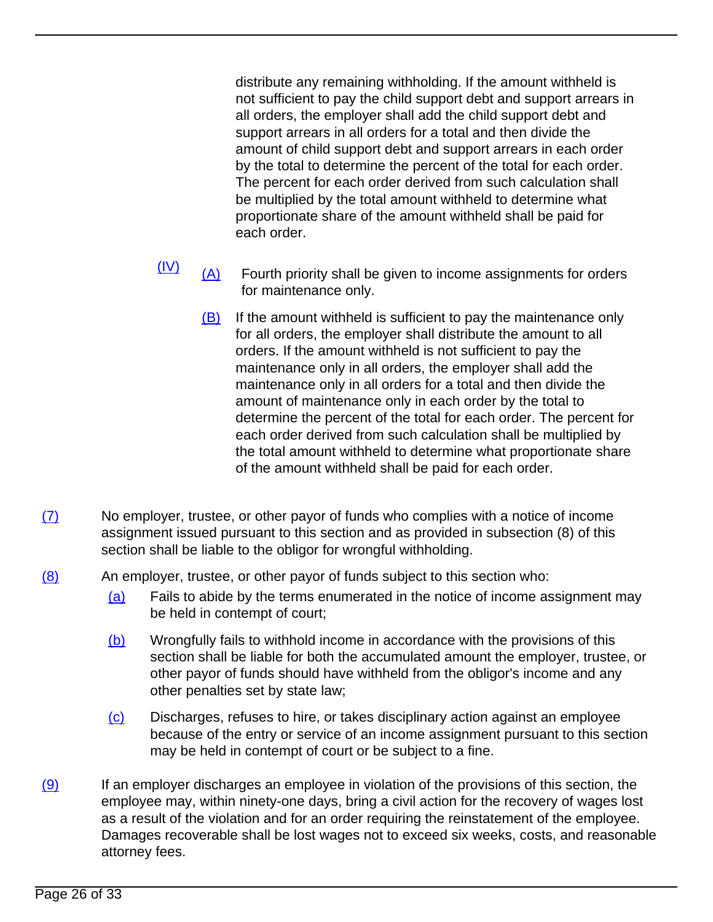distribute any remaining withholding. If the amount withheld is not sufficient to pay the child support debt and support arrears in all orders, the employer shall add the child support debt and support arrears in all orders for a total and then divide the amount of child support debt and support arrears in each order by the total to determine the percent of the total for each order. The percent for each order derived from such calculation shall be multiplied by the total amount withheld to determine what proportionate share of the amount withheld shall be paid for each order.

(IV) (A) Fourth priority shall be given to income assignments for orders for maintenance only.

(B) If the amount withheld is sufficient to pay the maintenance only for all orders, the employer shall distribute the amount to all orders. If the amount withheld is not sufficient to pay the maintenance only in all orders, the employer shall add the maintenance only in all orders for a total and then divide the amount of maintenance only in each order by the total to determine the percent of the total for each order. The percent for each order derived from such calculation shall be multiplied by the total amount withheld to determine what proportionate share of the amount withheld shall be paid for each order.

(7) No employer, trustee, or other payor of funds who complies with a notice of income assignment issued pursuant to this section and as provided in subsection (8) of this section shall be liable to the obligor for wrongful withholding.

(8) An employer, trustee, or other payor of funds subject to this section who:

(a) Fails to abide by the terms enumerated in the notice of income assignment may be held in contempt of court;

(b) Wrongfully fails to withhold income in accordance with the provisions of this section shall be liable for both the accumulated amount the employer, trustee, or other payor of funds should have withheld from the obligor's income and any other penalties set by state law;

(c) Discharges, refuses to hire, or takes disciplinary action against an employee because of the entry or service of an income assignment pursuant to this section may be held in contempt of court or be subject to a fine.

(9) If an employer discharges an employee in violation of the provisions of this section, the employee may, within ninety-one days, bring a civil action for the recovery of wages lost as a result of the violation and for an order requiring the reinstatement of the employee. Damages recoverable shall be lost wages not to exceed six weeks, costs, and reasonable attorney fees.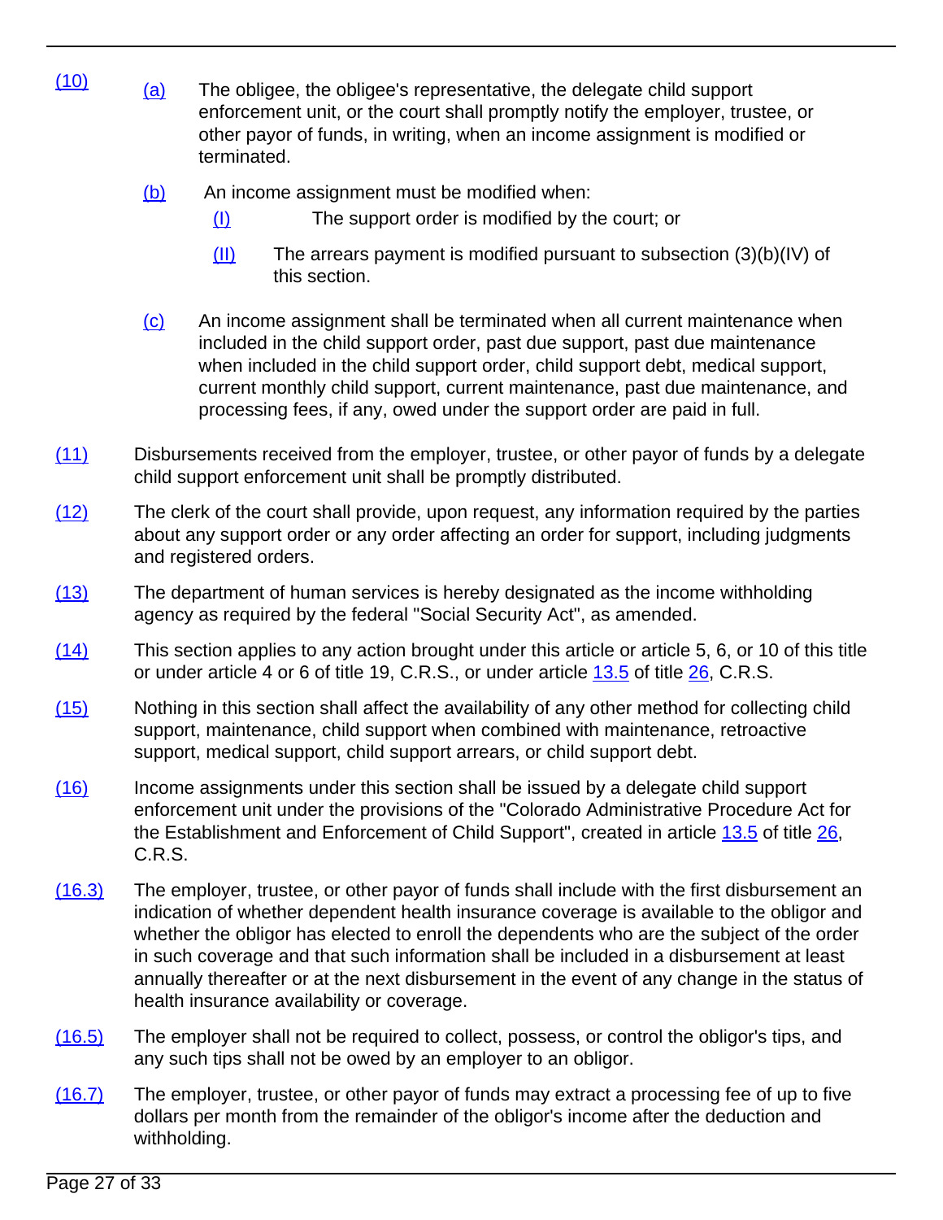(10) (a) The obligee, the obligee's representative, the delegate child support enforcement unit, or the court shall promptly notify the employer, trustee, or other payor of funds, in writing, when an income assignment is modified or terminated.

(b) An income assignment must be modified when:

(I) The support order is modified by the court; or

(II) The arrears payment is modified pursuant to subsection (3)(b)(IV) of this section.

(c) An income assignment shall be terminated when all current maintenance when included in the child support order, past due support, past due maintenance when included in the child support order, child support debt, medical support, current monthly child support, current maintenance, past due maintenance, and processing fees, if any, owed under the support order are paid in full.

(11) Disbursements received from the employer, trustee, or other payor of funds by a delegate child support enforcement unit shall be promptly distributed.

(12) The clerk of the court shall provide, upon request, any information required by the parties about any support order or any order affecting an order for support, including judgments and registered orders.

(13) The department of human services is hereby designated as the income withholding agency as required by the federal "Social Security Act", as amended.

(14) This section applies to any action brought under this article or article 5, 6, or 10 of this title or under article 4 or 6 of title 19, C.R.S., or under article 13.5 of title 26, C.R.S.

(15) Nothing in this section shall affect the availability of any other method for collecting child support, maintenance, child support when combined with maintenance, retroactive support, medical support, child support arrears, or child support debt.

(16) Income assignments under this section shall be issued by a delegate child support enforcement unit under the provisions of the "Colorado Administrative Procedure Act for the Establishment and Enforcement of Child Support", created in article 13.5 of title 26, C.R.S.

(16.3) The employer, trustee, or other payor of funds shall include with the first disbursement an indication of whether dependent health insurance coverage is available to the obligor and whether the obligor has elected to enroll the dependents who are the subject of the order in such coverage and that such information shall be included in a disbursement at least annually thereafter or at the next disbursement in the event of any change in the status of health insurance availability or coverage.

(16.5) The employer shall not be required to collect, possess, or control the obligor's tips, and any such tips shall not be owed by an employer to an obligor.

(16.7) The employer, trustee, or other payor of funds may extract a processing fee of up to five dollars per month from the remainder of the obligor's income after the deduction and withholding.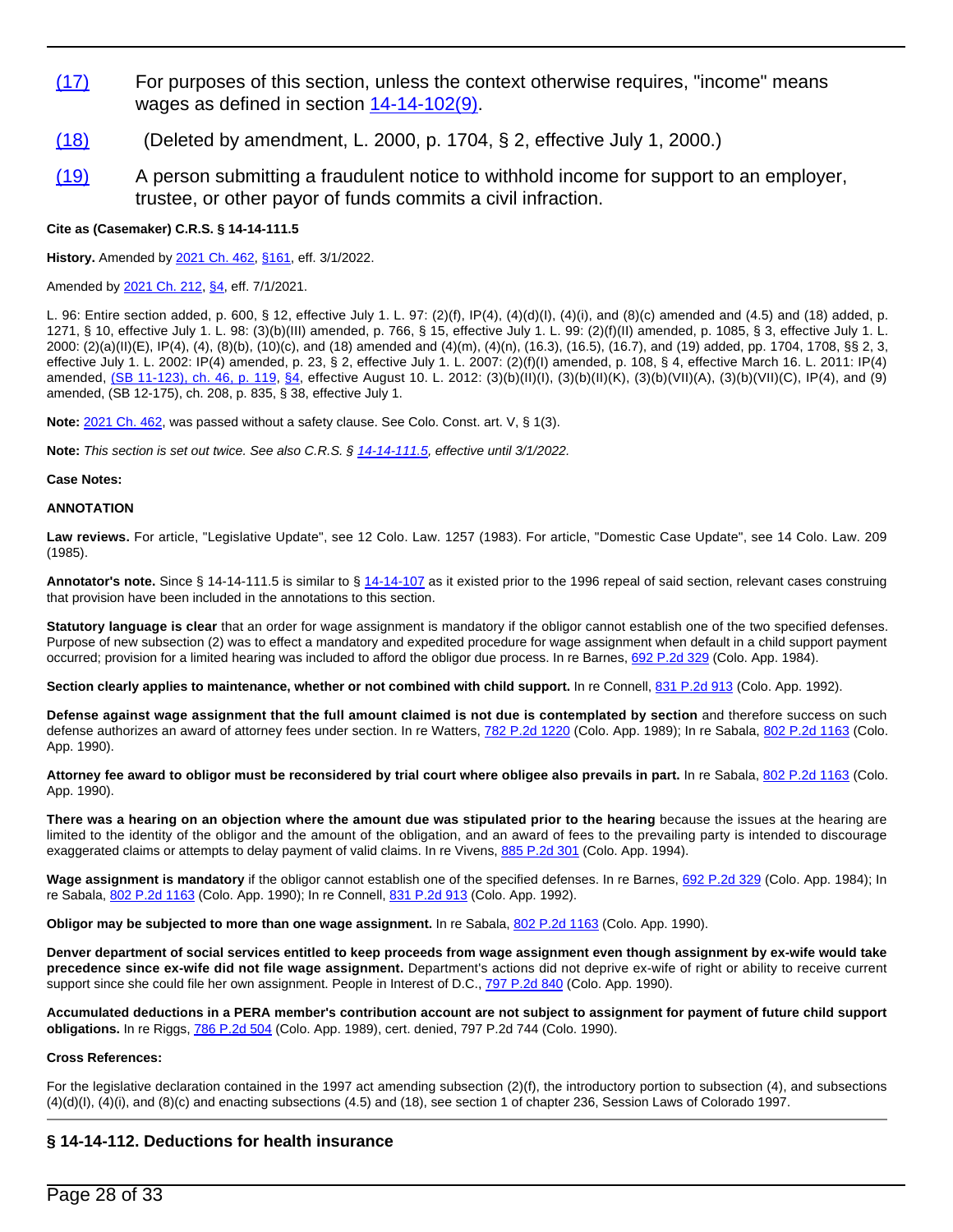(17) For purposes of this section, unless the context otherwise requires, "income" means wages as defined in section 14-14-102(9).

(18) (Deleted by amendment, L. 2000, p. 1704, § 2, effective July 1, 2000.)

(19) A person submitting a fraudulent notice to withhold income for support to an employer, trustee, or other payor of funds commits a civil infraction.

**Cite as (Casemaker) C.R.S. § 14-14-111.5**

**History.** Amended by 2021 Ch. 462, §161, eff. 3/1/2022.

Amended by 2021 Ch. 212, §4, eff. 7/1/2021.

L. 96: Entire section added, p. 600, § 12, effective July 1. L. 97: (2)(f), IP(4), (4)(d)(I), (4)(i), and (8)(c) amended and (4.5) and (18) added, p. 1271, § 10, effective July 1. L. 98: (3)(b)(III) amended, p. 766, § 15, effective July 1. L. 99: (2)(f)(II) amended, p. 1085, § 3, effective July 1. L. 2000: (2)(a)(II)(E), IP(4), (4), (8)(b), (10)(c), and (18) amended and (4)(m), (4)(n), (16.3), (16.5), (16.7), and (19) added, pp. 1704, 1708, §§ 2, 3, effective July 1. L. 2002: IP(4) amended, p. 23, § 2, effective July 1. L. 2007: (2)(f)(I) amended, p. 108, § 4, effective March 16. L. 2011: IP(4) amended, (SB 11-123), ch. 46, p. 119, §4, effective August 10. L. 2012: (3)(b)(II)(I), (3)(b)(II)(K), (3)(b)(VII)(A), (3)(b)(VII)(C), IP(4), and (9) amended, (SB 12-175), ch. 208, p. 835, § 38, effective July 1.

**Note:** 2021 Ch. 462, was passed without a safety clause. See Colo. Const. art. V, § 1(3).

**Note:** *This section is set out twice. See also C.R.S. § 14-14-111.5, effective until 3/1/2022.*

**Case Notes:**

**ANNOTATION**

**Law reviews.** For article, "Legislative Update", see 12 Colo. Law. 1257 (1983). For article, "Domestic Case Update", see 14 Colo. Law. 209 (1985).

**Annotator's note.** Since § 14-14-111.5 is similar to § 14-14-107 as it existed prior to the 1996 repeal of said section, relevant cases construing that provision have been included in the annotations to this section.

**Statutory language is clear** that an order for wage assignment is mandatory if the obligor cannot establish one of the two specified defenses. Purpose of new subsection (2) was to effect a mandatory and expedited procedure for wage assignment when default in a child support payment occurred; provision for a limited hearing was included to afford the obligor due process. In re Barnes, 692 P.2d 329 (Colo. App. 1984).

**Section clearly applies to maintenance, whether or not combined with child support.** In re Connell, 831 P.2d 913 (Colo. App. 1992).

**Defense against wage assignment that the full amount claimed is not due is contemplated by section** and therefore success on such defense authorizes an award of attorney fees under section. In re Watters, 782 P.2d 1220 (Colo. App. 1989); In re Sabala, 802 P.2d 1163 (Colo. App. 1990).

**Attorney fee award to obligor must be reconsidered by trial court where obligee also prevails in part.** In re Sabala, 802 P.2d 1163 (Colo. App. 1990).

**There was a hearing on an objection where the amount due was stipulated prior to the hearing** because the issues at the hearing are limited to the identity of the obligor and the amount of the obligation, and an award of fees to the prevailing party is intended to discourage exaggerated claims or attempts to delay payment of valid claims. In re Vivens, 885 P.2d 301 (Colo. App. 1994).

**Wage assignment is mandatory** if the obligor cannot establish one of the specified defenses. In re Barnes, 692 P.2d 329 (Colo. App. 1984); In re Sabala, 802 P.2d 1163 (Colo. App. 1990); In re Connell, 831 P.2d 913 (Colo. App. 1992).

**Obligor may be subjected to more than one wage assignment.** In re Sabala, 802 P.2d 1163 (Colo. App. 1990).

**Denver department of social services entitled to keep proceeds from wage assignment even though assignment by ex-wife would take precedence since ex-wife did not file wage assignment.** Department's actions did not deprive ex-wife of right or ability to receive current support since she could file her own assignment. People in Interest of D.C., 797 P.2d 840 (Colo. App. 1990).

**Accumulated deductions in a PERA member's contribution account are not subject to assignment for payment of future child support obligations.** In re Riggs, 786 P.2d 504 (Colo. App. 1989), cert. denied, 797 P.2d 744 (Colo. 1990).

**Cross References:**

For the legislative declaration contained in the 1997 act amending subsection (2)(f), the introductory portion to subsection (4), and subsections (4)(d)(I), (4)(i), and (8)(c) and enacting subsections (4.5) and (18), see section 1 of chapter 236, Session Laws of Colorado 1997.

## § 14-14-112. Deductions for health insurance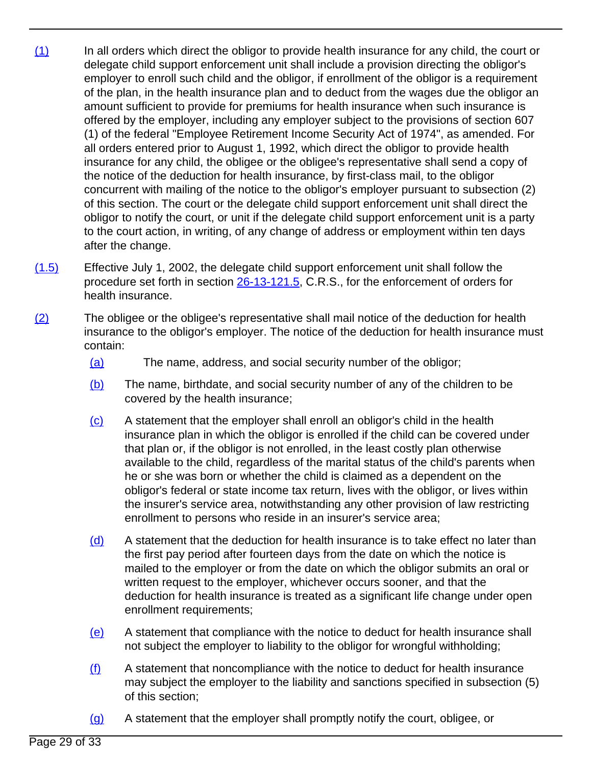(1) In all orders which direct the obligor to provide health insurance for any child, the court or delegate child support enforcement unit shall include a provision directing the obligor's employer to enroll such child and the obligor, if enrollment of the obligor is a requirement of the plan, in the health insurance plan and to deduct from the wages due the obligor an amount sufficient to provide for premiums for health insurance when such insurance is offered by the employer, including any employer subject to the provisions of section 607 (1) of the federal "Employee Retirement Income Security Act of 1974", as amended. For all orders entered prior to August 1, 1992, which direct the obligor to provide health insurance for any child, the obligee or the obligee's representative shall send a copy of the notice of the deduction for health insurance, by first-class mail, to the obligor concurrent with mailing of the notice to the obligor's employer pursuant to subsection (2) of this section. The court or the delegate child support enforcement unit shall direct the obligor to notify the court, or unit if the delegate child support enforcement unit is a party to the court action, in writing, of any change of address or employment within ten days after the change.

(1.5) Effective July 1, 2002, the delegate child support enforcement unit shall follow the procedure set forth in section 26-13-121.5, C.R.S., for the enforcement of orders for health insurance.

(2) The obligee or the obligee's representative shall mail notice of the deduction for health insurance to the obligor's employer. The notice of the deduction for health insurance must contain:

- (a) The name, address, and social security number of the obligor;
- (b) The name, birthdate, and social security number of any of the children to be covered by the health insurance;
- (c) A statement that the employer shall enroll an obligor's child in the health insurance plan in which the obligor is enrolled if the child can be covered under that plan or, if the obligor is not enrolled, in the least costly plan otherwise available to the child, regardless of the marital status of the child's parents when he or she was born or whether the child is claimed as a dependent on the obligor's federal or state income tax return, lives with the obligor, or lives within the insurer's service area, notwithstanding any other provision of law restricting enrollment to persons who reside in an insurer's service area;
- (d) A statement that the deduction for health insurance is to take effect no later than the first pay period after fourteen days from the date on which the notice is mailed to the employer or from the date on which the obligor submits an oral or written request to the employer, whichever occurs sooner, and that the deduction for health insurance is treated as a significant life change under open enrollment requirements;
- (e) A statement that compliance with the notice to deduct for health insurance shall not subject the employer to liability to the obligor for wrongful withholding;
- (f) A statement that noncompliance with the notice to deduct for health insurance may subject the employer to the liability and sanctions specified in subsection (5) of this section;
- (g) A statement that the employer shall promptly notify the court, obligee, or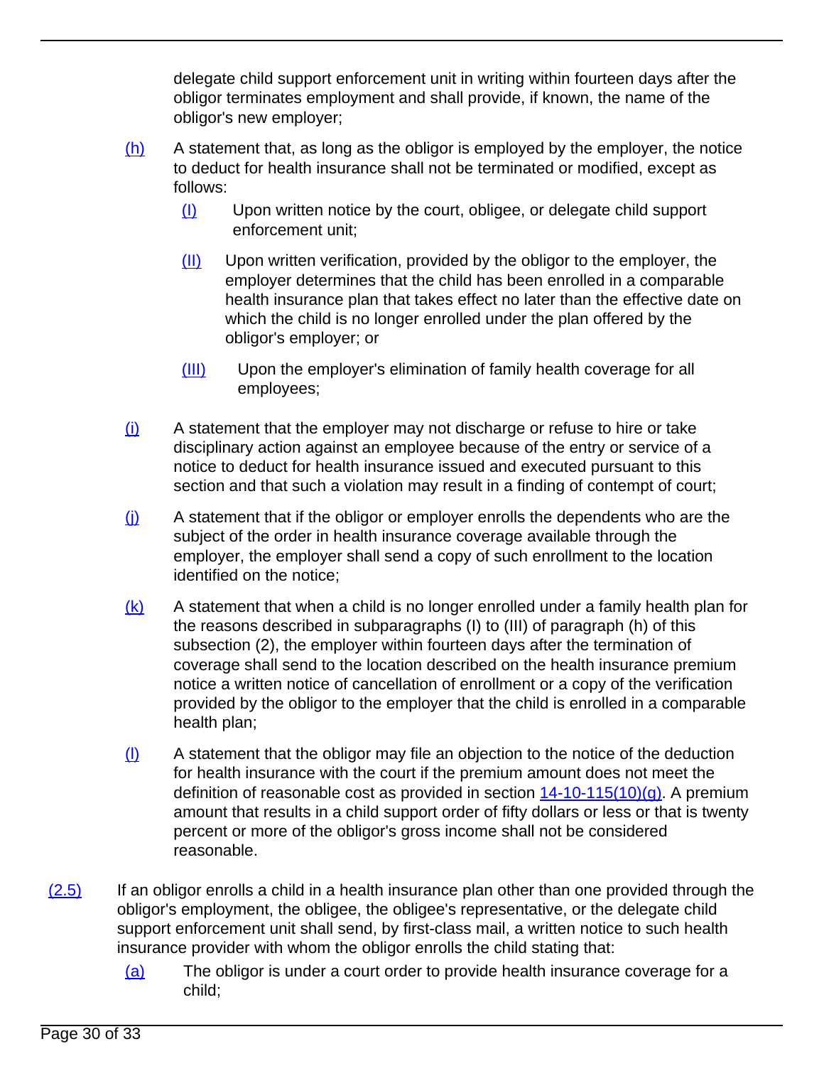delegate child support enforcement unit in writing within fourteen days after the obligor terminates employment and shall provide, if known, the name of the obligor's new employer;

(h) A statement that, as long as the obligor is employed by the employer, the notice to deduct for health insurance shall not be terminated or modified, except as follows:

(I) Upon written notice by the court, obligee, or delegate child support enforcement unit;

(II) Upon written verification, provided by the obligor to the employer, the employer determines that the child has been enrolled in a comparable health insurance plan that takes effect no later than the effective date on which the child is no longer enrolled under the plan offered by the obligor's employer; or

(III) Upon the employer's elimination of family health coverage for all employees;

(i) A statement that the employer may not discharge or refuse to hire or take disciplinary action against an employee because of the entry or service of a notice to deduct for health insurance issued and executed pursuant to this section and that such a violation may result in a finding of contempt of court;

(j) A statement that if the obligor or employer enrolls the dependents who are the subject of the order in health insurance coverage available through the employer, the employer shall send a copy of such enrollment to the location identified on the notice;

(k) A statement that when a child is no longer enrolled under a family health plan for the reasons described in subparagraphs (I) to (III) of paragraph (h) of this subsection (2), the employer within fourteen days after the termination of coverage shall send to the location described on the health insurance premium notice a written notice of cancellation of enrollment or a copy of the verification provided by the obligor to the employer that the child is enrolled in a comparable health plan;

(l) A statement that the obligor may file an objection to the notice of the deduction for health insurance with the court if the premium amount does not meet the definition of reasonable cost as provided in section 14-10-115(10)(g). A premium amount that results in a child support order of fifty dollars or less or that is twenty percent or more of the obligor's gross income shall not be considered reasonable.

(2.5) If an obligor enrolls a child in a health insurance plan other than one provided through the obligor's employment, the obligee, the obligee's representative, or the delegate child support enforcement unit shall send, by first-class mail, a written notice to such health insurance provider with whom the obligor enrolls the child stating that:

(a) The obligor is under a court order to provide health insurance coverage for a child;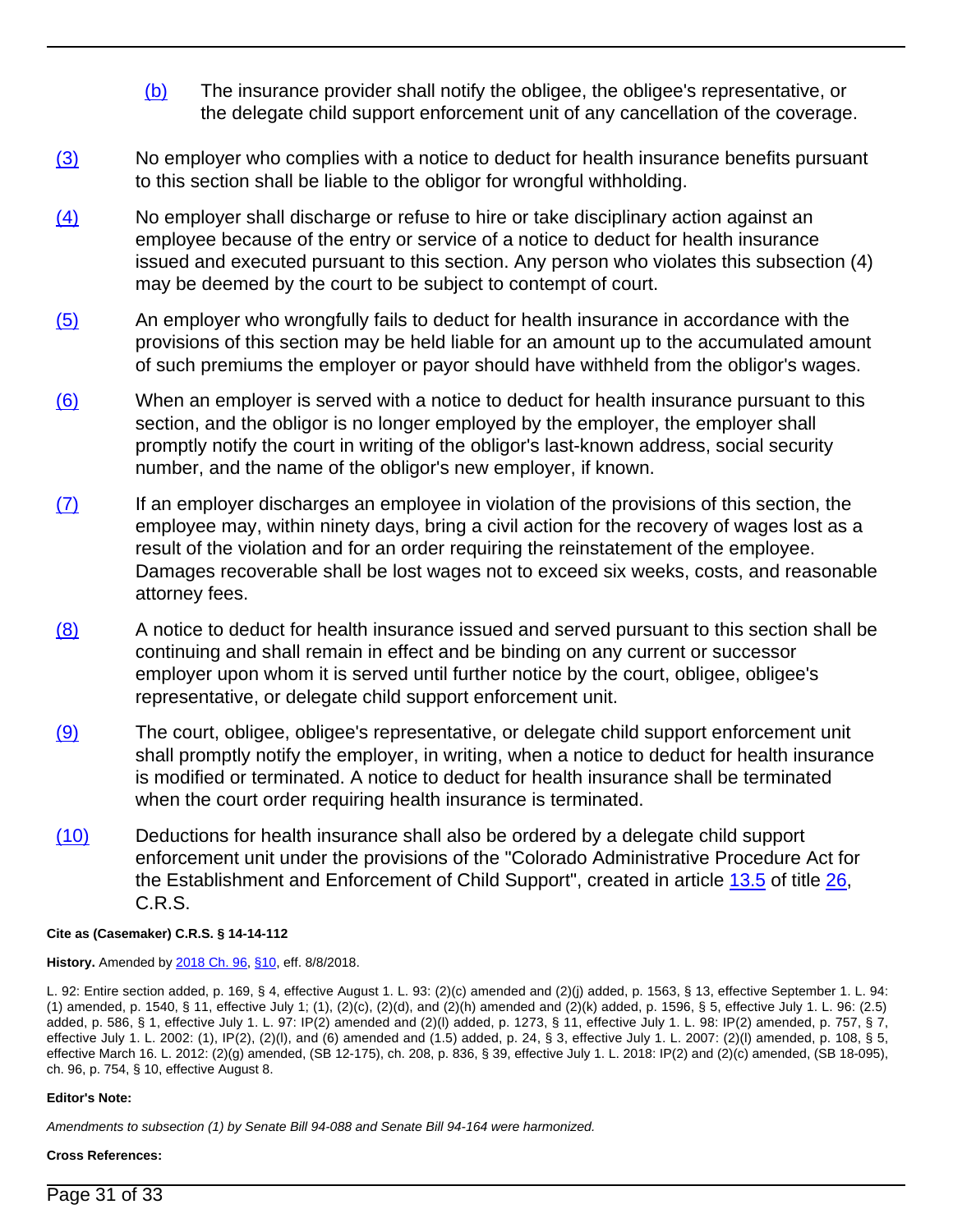(b) The insurance provider shall notify the obligee, the obligee's representative, or the delegate child support enforcement unit of any cancellation of the coverage.

(3) No employer who complies with a notice to deduct for health insurance benefits pursuant to this section shall be liable to the obligor for wrongful withholding.

(4) No employer shall discharge or refuse to hire or take disciplinary action against an employee because of the entry or service of a notice to deduct for health insurance issued and executed pursuant to this section. Any person who violates this subsection (4) may be deemed by the court to be subject to contempt of court.

(5) An employer who wrongfully fails to deduct for health insurance in accordance with the provisions of this section may be held liable for an amount up to the accumulated amount of such premiums the employer or payor should have withheld from the obligor's wages.

(6) When an employer is served with a notice to deduct for health insurance pursuant to this section, and the obligor is no longer employed by the employer, the employer shall promptly notify the court in writing of the obligor's last-known address, social security number, and the name of the obligor's new employer, if known.

(7) If an employer discharges an employee in violation of the provisions of this section, the employee may, within ninety days, bring a civil action for the recovery of wages lost as a result of the violation and for an order requiring the reinstatement of the employee. Damages recoverable shall be lost wages not to exceed six weeks, costs, and reasonable attorney fees.

(8) A notice to deduct for health insurance issued and served pursuant to this section shall be continuing and shall remain in effect and be binding on any current or successor employer upon whom it is served until further notice by the court, obligee, obligee's representative, or delegate child support enforcement unit.

(9) The court, obligee, obligee's representative, or delegate child support enforcement unit shall promptly notify the employer, in writing, when a notice to deduct for health insurance is modified or terminated. A notice to deduct for health insurance shall be terminated when the court order requiring health insurance is terminated.

(10) Deductions for health insurance shall also be ordered by a delegate child support enforcement unit under the provisions of the "Colorado Administrative Procedure Act for the Establishment and Enforcement of Child Support", created in article 13.5 of title 26, C.R.S.

**Cite as (Casemaker) C.R.S. § 14-14-112**

**History.** Amended by 2018 Ch. 96, §10, eff. 8/8/2018.

L. 92: Entire section added, p. 169, § 4, effective August 1. L. 93: (2)(c) amended and (2)(j) added, p. 1563, § 13, effective September 1. L. 94: (1) amended, p. 1540, § 11, effective July 1; (1), (2)(c), (2)(d), and (2)(h) amended and (2)(k) added, p. 1596, § 5, effective July 1. L. 96: (2.5) added, p. 586, § 1, effective July 1. L. 97: IP(2) amended and (2)(l) added, p. 1273, § 11, effective July 1. L. 98: IP(2) amended, p. 757, § 7, effective July 1. L. 2002: (1), IP(2), (2)(l), and (6) amended and (1.5) added, p. 24, § 3, effective July 1. L. 2007: (2)(l) amended, p. 108, § 5, effective March 16. L. 2012: (2)(g) amended, (SB 12-175), ch. 208, p. 836, § 39, effective July 1. L. 2018: IP(2) and (2)(c) amended, (SB 18-095), ch. 96, p. 754, § 10, effective August 8.

**Editor's Note:**

*Amendments to subsection (1) by Senate Bill 94-088 and Senate Bill 94-164 were harmonized.*

**Cross References:**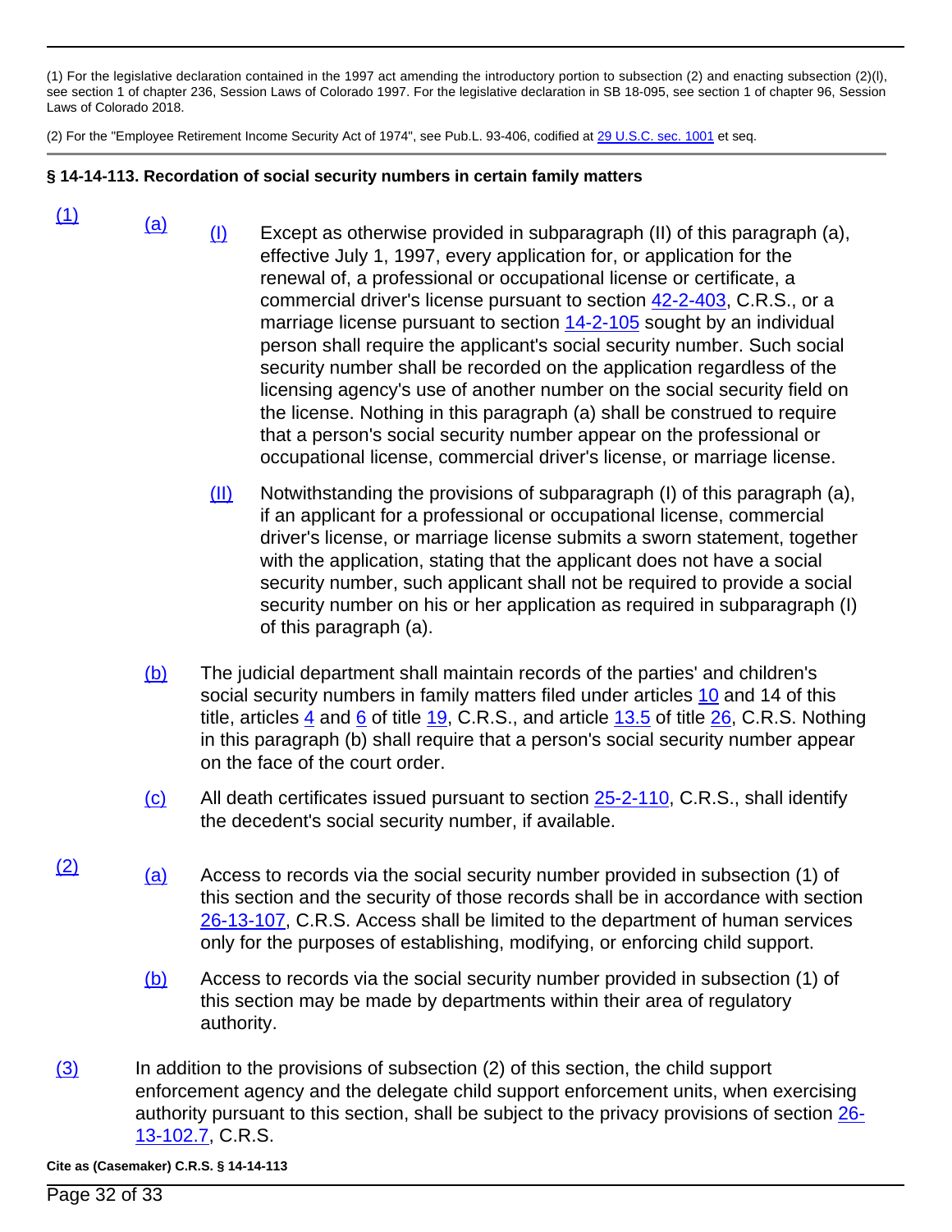(1) For the legislative declaration contained in the 1997 act amending the introductory portion to subsection (2) and enacting subsection (2)(l), see section 1 of chapter 236, Session Laws of Colorado 1997. For the legislative declaration in SB 18-095, see section 1 of chapter 96, Session Laws of Colorado 2018.

(2) For the "Employee Retirement Income Security Act of 1974", see Pub.L. 93-406, codified at 29 U.S.C. sec. 1001 et seq.

**§ 14-14-113. Recordation of social security numbers in certain family matters**

(1)

(a)

(I) Except as otherwise provided in subparagraph (II) of this paragraph (a), effective July 1, 1997, every application for, or application for the renewal of, a professional or occupational license or certificate, a commercial driver's license pursuant to section 42-2-403, C.R.S., or a marriage license pursuant to section 14-2-105 sought by an individual person shall require the applicant's social security number. Such social security number shall be recorded on the application regardless of the licensing agency's use of another number on the social security field on the license. Nothing in this paragraph (a) shall be construed to require that a person's social security number appear on the professional or occupational license, commercial driver's license, or marriage license.

(II) Notwithstanding the provisions of subparagraph (I) of this paragraph (a), if an applicant for a professional or occupational license, commercial driver's license, or marriage license submits a sworn statement, together with the application, stating that the applicant does not have a social security number, such applicant shall not be required to provide a social security number on his or her application as required in subparagraph (I) of this paragraph (a).

(b) The judicial department shall maintain records of the parties' and children's social security numbers in family matters filed under articles 10 and 14 of this title, articles 4 and 6 of title 19, C.R.S., and article 13.5 of title 26, C.R.S. Nothing in this paragraph (b) shall require that a person's social security number appear on the face of the court order.

(c) All death certificates issued pursuant to section 25-2-110, C.R.S., shall identify the decedent's social security number, if available.

(2)

(a) Access to records via the social security number provided in subsection (1) of this section and the security of those records shall be in accordance with section 26-13-107, C.R.S. Access shall be limited to the department of human services only for the purposes of establishing, modifying, or enforcing child support.

(b) Access to records via the social security number provided in subsection (1) of this section may be made by departments within their area of regulatory authority.

(3) In addition to the provisions of subsection (2) of this section, the child support enforcement agency and the delegate child support enforcement units, when exercising authority pursuant to this section, shall be subject to the privacy provisions of section 26-13-102.7, C.R.S.

**Cite as (Casemaker) C.R.S. § 14-14-113**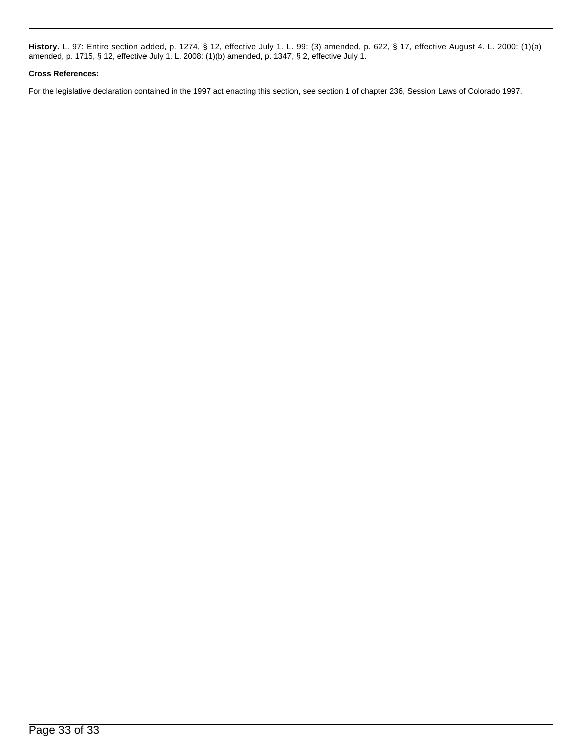**History.** L. 97: Entire section added, p. 1274, § 12, effective July 1. L. 99: (3) amended, p. 622, § 17, effective August 4. L. 2000: (1)(a) amended, p. 1715, § 12, effective July 1. L. 2008: (1)(b) amended, p. 1347, § 2, effective July 1.

**Cross References:**

For the legislative declaration contained in the 1997 act enacting this section, see section 1 of chapter 236, Session Laws of Colorado 1997.